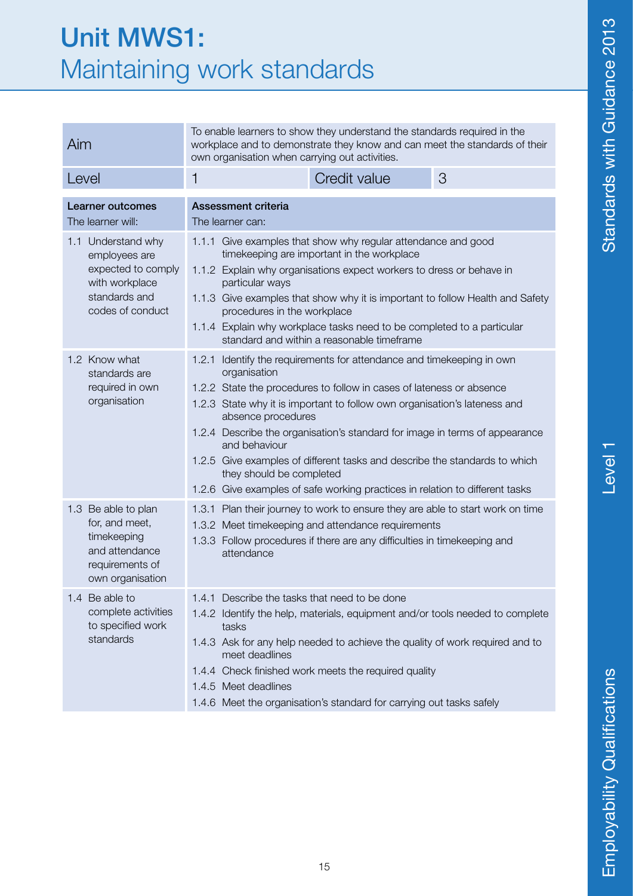# Unit MWS1: Maintaining work standards

| Aim | To enable learners to show they understand the standards required in the workplace and to demonstrate they know and can meet the standards of their own organisation when carrying out activities. | | |
|---|---|---|---|
| Level | 1 | Credit value | 3 |

| Learner outcomes<br>The learner will: | Assessment criteria<br>The learner can: |
|---|---|
| 1.1 Understand why employees are expected to comply with workplace standards and codes of conduct | 1.1.1 Give examples that show why regular attendance and good timekeeping are important in the workplace<br>1.1.2 Explain why organisations expect workers to dress or behave in particular ways<br>1.1.3 Give examples that show why it is important to follow Health and Safety procedures in the workplace<br>1.1.4 Explain why workplace tasks need to be completed to a particular standard and within a reasonable timeframe |
| 1.2 Know what standards are required in own organisation | 1.2.1 Identify the requirements for attendance and timekeeping in own organisation<br>1.2.2 State the procedures to follow in cases of lateness or absence<br>1.2.3 State why it is important to follow own organisation's lateness and absence procedures<br>1.2.4 Describe the organisation's standard for image in terms of appearance and behaviour<br>1.2.5 Give examples of different tasks and describe the standards to which they should be completed<br>1.2.6 Give examples of safe working practices in relation to different tasks |
| 1.3 Be able to plan for, and meet, timekeeping and attendance requirements of own organisation | 1.3.1 Plan their journey to work to ensure they are able to start work on time<br>1.3.2 Meet timekeeping and attendance requirements<br>1.3.3 Follow procedures if there are any difficulties in timekeeping and attendance |
| 1.4 Be able to complete activities to specified work standards | 1.4.1 Describe the tasks that need to be done<br>1.4.2 Identify the help, materials, equipment and/or tools needed to complete tasks<br>1.4.3 Ask for any help needed to achieve the quality of work required and to meet deadlines<br>1.4.4 Check finished work meets the required quality<br>1.4.5 Meet deadlines<br>1.4.6 Meet the organisation's standard for carrying out tasks safely |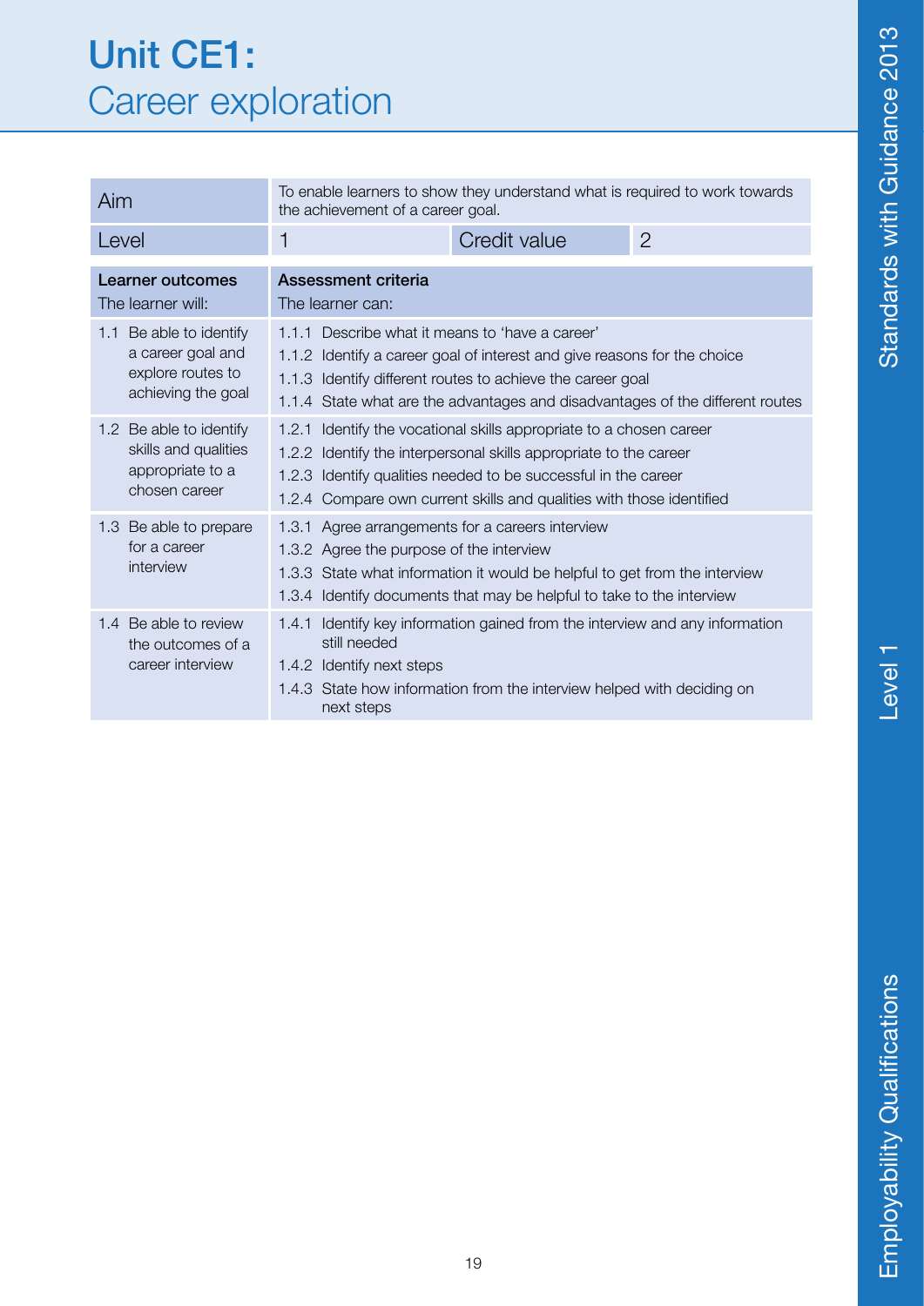# Unit CE1: Career exploration

| Aim | To enable learners to show they understand what is required to work towards the achievement of a career goal. | | |
|---|---|---|---|
| Level | 1 | Credit value | 2 |

| Learner outcomes<br>The learner will: | Assessment criteria<br>The learner can: |
|---|---|
| 1.1 Be able to identify a career goal and explore routes to achieving the goal | 1.1.1 Describe what it means to 'have a career'<br>1.1.2 Identify a career goal of interest and give reasons for the choice<br>1.1.3 Identify different routes to achieve the career goal<br>1.1.4 State what are the advantages and disadvantages of the different routes |
| 1.2 Be able to identify skills and qualities appropriate to a chosen career | 1.2.1 Identify the vocational skills appropriate to a chosen career<br>1.2.2 Identify the interpersonal skills appropriate to the career<br>1.2.3 Identify qualities needed to be successful in the career<br>1.2.4 Compare own current skills and qualities with those identified |
| 1.3 Be able to prepare for a career interview | 1.3.1 Agree arrangements for a careers interview<br>1.3.2 Agree the purpose of the interview<br>1.3.3 State what information it would be helpful to get from the interview<br>1.3.4 Identify documents that may be helpful to take to the interview |
| 1.4 Be able to review the outcomes of a career interview | 1.4.1 Identify key information gained from the interview and any information still needed<br>1.4.2 Identify next steps<br>1.4.3 State how information from the interview helped with deciding on next steps |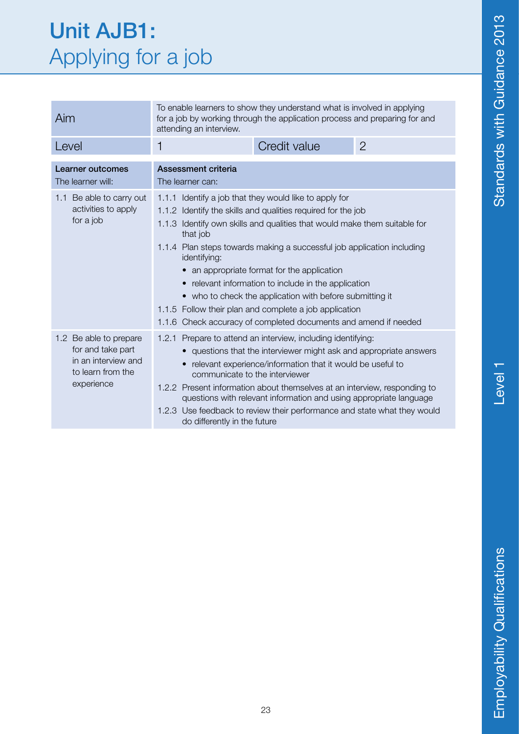# Unit AJB1: Applying for a job

| Aim | To enable learners to show they understand what is involved in applying for a job by working through the application process and preparing for and attending an interview. | | |
|---|---|---|---|
| Level | 1 | Credit value | 2 |

| **Learner outcomes**<br>The learner will: | **Assessment criteria**<br>The learner can: |
|---|---|
| 1.1 Be able to carry out activities to apply for a job | 1.1.1 Identify a job that they would like to apply for<br>1.1.2 Identify the skills and qualities required for the job<br>1.1.3 Identify own skills and qualities that would make them suitable for that job<br>1.1.4 Plan steps towards making a successful job application including identifying:<br>• an appropriate format for the application<br>• relevant information to include in the application<br>• who to check the application with before submitting it<br>1.1.5 Follow their plan and complete a job application<br>1.1.6 Check accuracy of completed documents and amend if needed |
| 1.2 Be able to prepare for and take part in an interview and to learn from the experience | 1.2.1 Prepare to attend an interview, including identifying:<br>• questions that the interviewer might ask and appropriate answers<br>• relevant experience/information that it would be useful to communicate to the interviewer<br>1.2.2 Present information about themselves at an interview, responding to questions with relevant information and using appropriate language<br>1.2.3 Use feedback to review their performance and state what they would do differently in the future |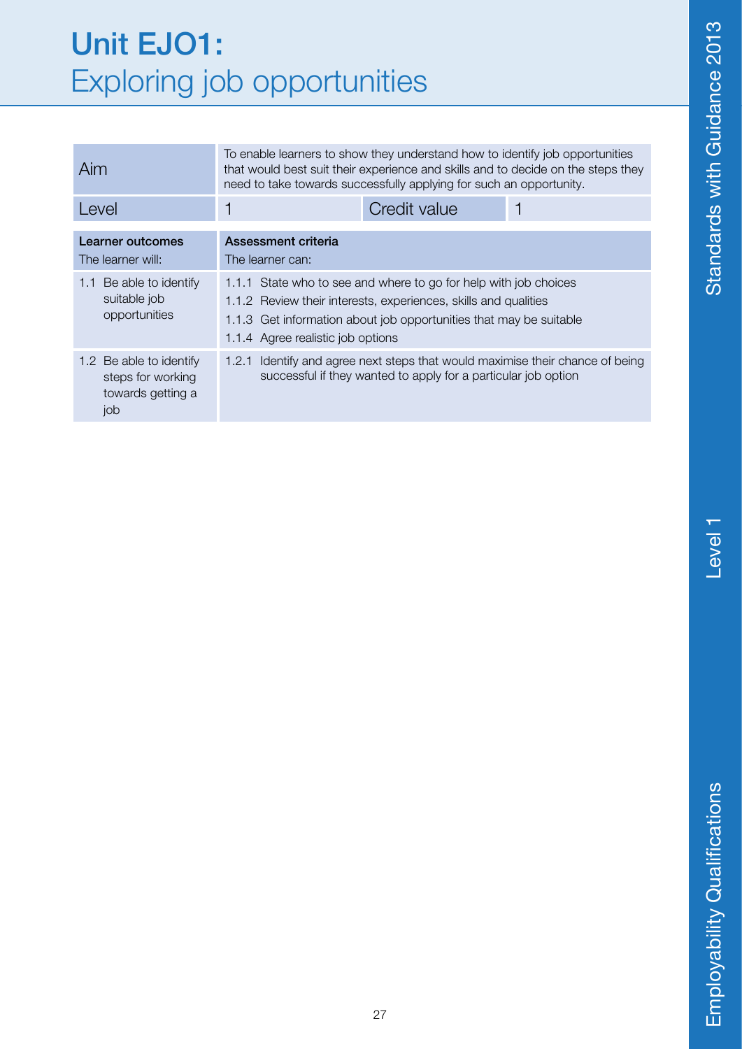# Unit EJO1: Exploring job opportunities

| Aim | To enable learners to show they understand how to identify job opportunities that would best suit their experience and skills and to decide on the steps they need to take towards successfully applying for such an opportunity. | | |
|---|---|---|---|
| Level | 1 | Credit value | 1 |

| **Learner outcomes**<br>The learner will: | **Assessment criteria**<br>The learner can: |
|---|---|
| 1.1 Be able to identify suitable job opportunities | 1.1.1 State who to see and where to go for help with job choices<br>1.1.2 Review their interests, experiences, skills and qualities<br>1.1.3 Get information about job opportunities that may be suitable<br>1.1.4 Agree realistic job options |
| 1.2 Be able to identify steps for working towards getting a job | 1.2.1 Identify and agree next steps that would maximise their chance of being successful if they wanted to apply for a particular job option |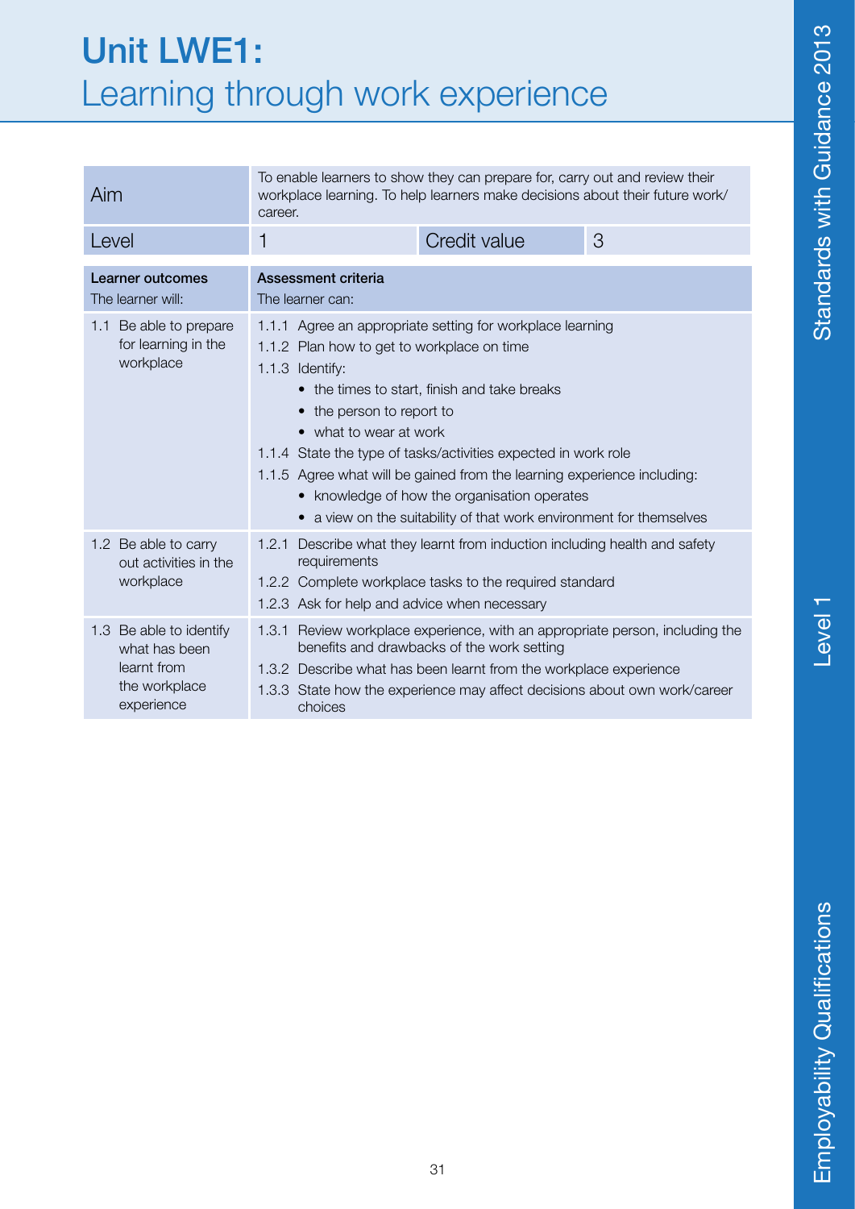# Unit LWE1: Learning through work experience

| Aim | To enable learners to show they can prepare for, carry out and review their workplace learning. To help learners make decisions about their future work/career. | | |
|---|---|---|---|
| Level | 1 | Credit value | 3 |

| **Learner outcomes**<br>The learner will: | **Assessment criteria**<br>The learner can: |
|---|---|
| 1.1 Be able to prepare for learning in the workplace | 1.1.1 Agree an appropriate setting for workplace learning<br>1.1.2 Plan how to get to workplace on time<br>1.1.3 Identify:<br>• the times to start, finish and take breaks<br>• the person to report to<br>• what to wear at work<br>1.1.4 State the type of tasks/activities expected in work role<br>1.1.5 Agree what will be gained from the learning experience including:<br>• knowledge of how the organisation operates<br>• a view on the suitability of that work environment for themselves |
| 1.2 Be able to carry out activities in the workplace | 1.2.1 Describe what they learnt from induction including health and safety requirements<br>1.2.2 Complete workplace tasks to the required standard<br>1.2.3 Ask for help and advice when necessary |
| 1.3 Be able to identify what has been learnt from the workplace experience | 1.3.1 Review workplace experience, with an appropriate person, including the benefits and drawbacks of the work setting<br>1.3.2 Describe what has been learnt from the workplace experience<br>1.3.3 State how the experience may affect decisions about own work/career choices |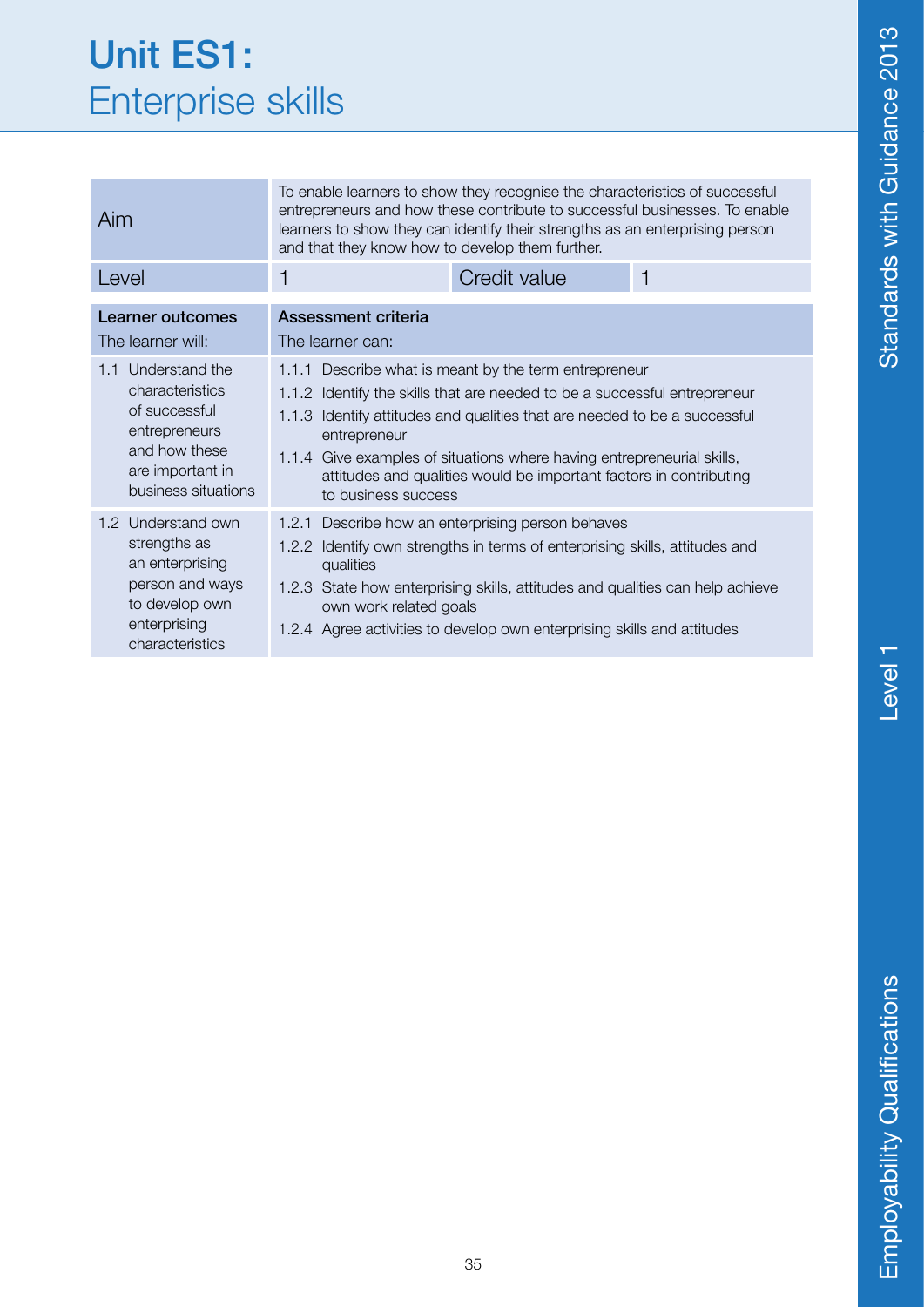# Unit ES1: Enterprise skills

| Aim | To enable learners to show they recognise the characteristics of successful entrepreneurs and how these contribute to successful businesses. To enable learners to show they can identify their strengths as an enterprising person and that they know how to develop them further. | | |
|---|---|---|---|
| Level | 1 | Credit value | 1 |

| **Learner outcomes**<br>The learner will: | **Assessment criteria**<br>The learner can: |
|---|---|
| 1.1 Understand the characteristics of successful entrepreneurs and how these are important in business situations | 1.1.1 Describe what is meant by the term entrepreneur<br>1.1.2 Identify the skills that are needed to be a successful entrepreneur<br>1.1.3 Identify attitudes and qualities that are needed to be a successful entrepreneur<br>1.1.4 Give examples of situations where having entrepreneurial skills, attitudes and qualities would be important factors in contributing to business success |
| 1.2 Understand own strengths as an enterprising person and ways to develop own enterprising characteristics | 1.2.1 Describe how an enterprising person behaves<br>1.2.2 Identify own strengths in terms of enterprising skills, attitudes and qualities<br>1.2.3 State how enterprising skills, attitudes and qualities can help achieve own work related goals<br>1.2.4 Agree activities to develop own enterprising skills and attitudes |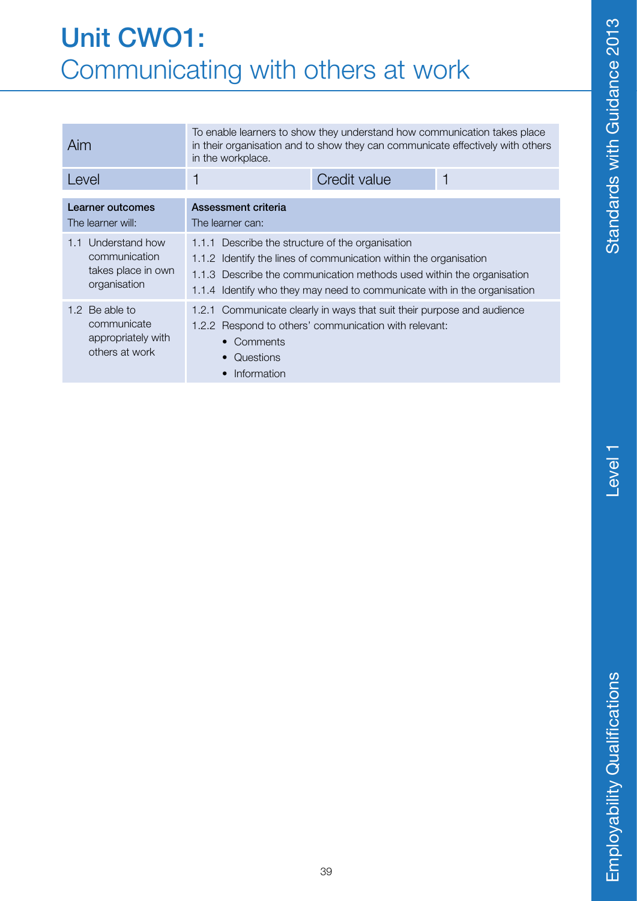# Unit CWO1: Communicating with others at work

| Aim | To enable learners to show they understand how communication takes place in their organisation and to show they can communicate effectively with others in the workplace. | | |
|---|---|---|---|
| Level | 1 | Credit value | 1 |

| **Learner outcomes**<br>The learner will: | **Assessment criteria**<br>The learner can: |
|---|---|
| 1.1 Understand how communication takes place in own organisation | 1.1.1 Describe the structure of the organisation<br>1.1.2 Identify the lines of communication within the organisation<br>1.1.3 Describe the communication methods used within the organisation<br>1.1.4 Identify who they may need to communicate with in the organisation |
| 1.2 Be able to communicate appropriately with others at work | 1.2.1 Communicate clearly in ways that suit their purpose and audience<br>1.2.2 Respond to others' communication with relevant:<br>• Comments<br>• Questions<br>• Information |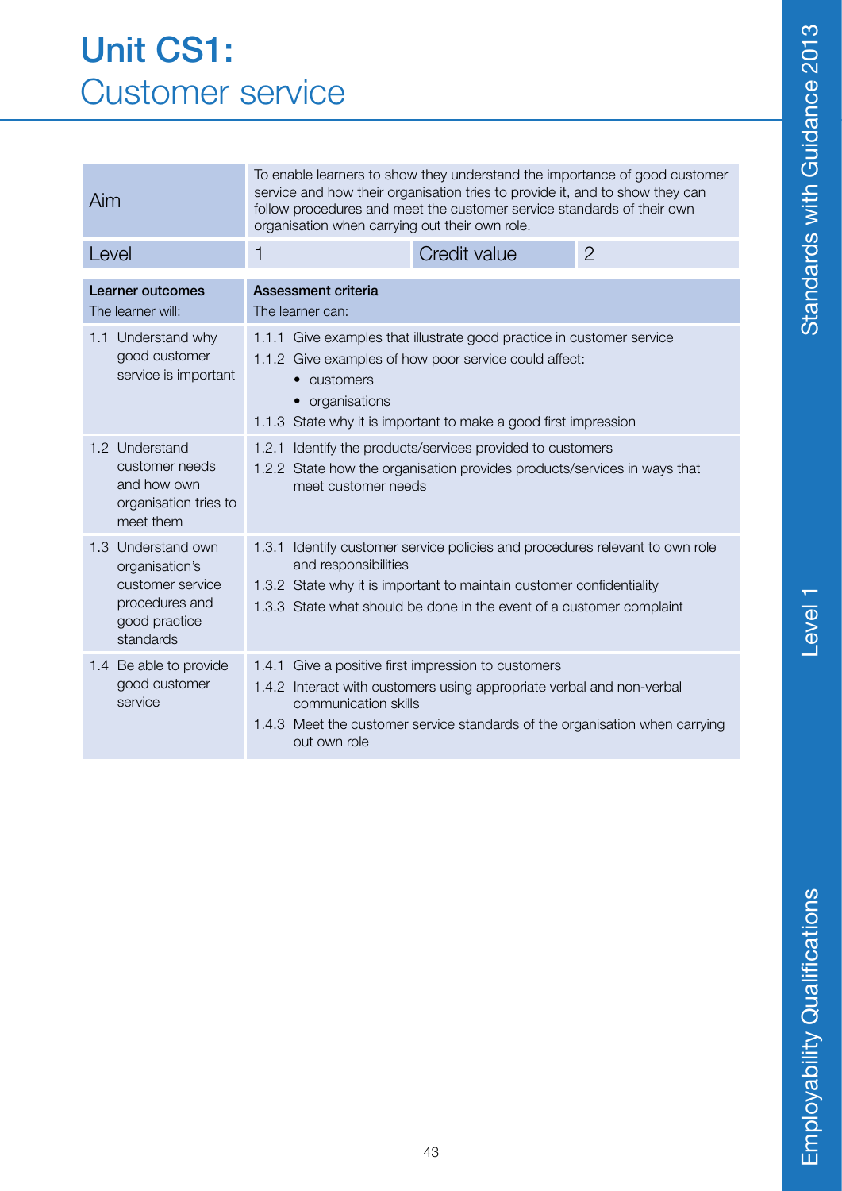# Unit CS1: Customer service

| Aim | To enable learners to show they understand the importance of good customer service and how their organisation tries to provide it, and to show they can follow procedures and meet the customer service standards of their own organisation when carrying out their own role. | | |
|---|---|---|---|
| Level | 1 | Credit value | 2 |

| **Learner outcomes**<br>The learner will: | **Assessment criteria**<br>The learner can: |
|---|---|
| 1.1 Understand why good customer service is important | 1.1.1 Give examples that illustrate good practice in customer service<br>1.1.2 Give examples of how poor service could affect:<br>• customers<br>• organisations<br>1.1.3 State why it is important to make a good first impression |
| 1.2 Understand customer needs and how own organisation tries to meet them | 1.2.1 Identify the products/services provided to customers<br>1.2.2 State how the organisation provides products/services in ways that meet customer needs |
| 1.3 Understand own organisation's customer service procedures and good practice standards | 1.3.1 Identify customer service policies and procedures relevant to own role and responsibilities<br>1.3.2 State why it is important to maintain customer confidentiality<br>1.3.3 State what should be done in the event of a customer complaint |
| 1.4 Be able to provide good customer service | 1.4.1 Give a positive first impression to customers<br>1.4.2 Interact with customers using appropriate verbal and non-verbal communication skills<br>1.4.3 Meet the customer service standards of the organisation when carrying out own role |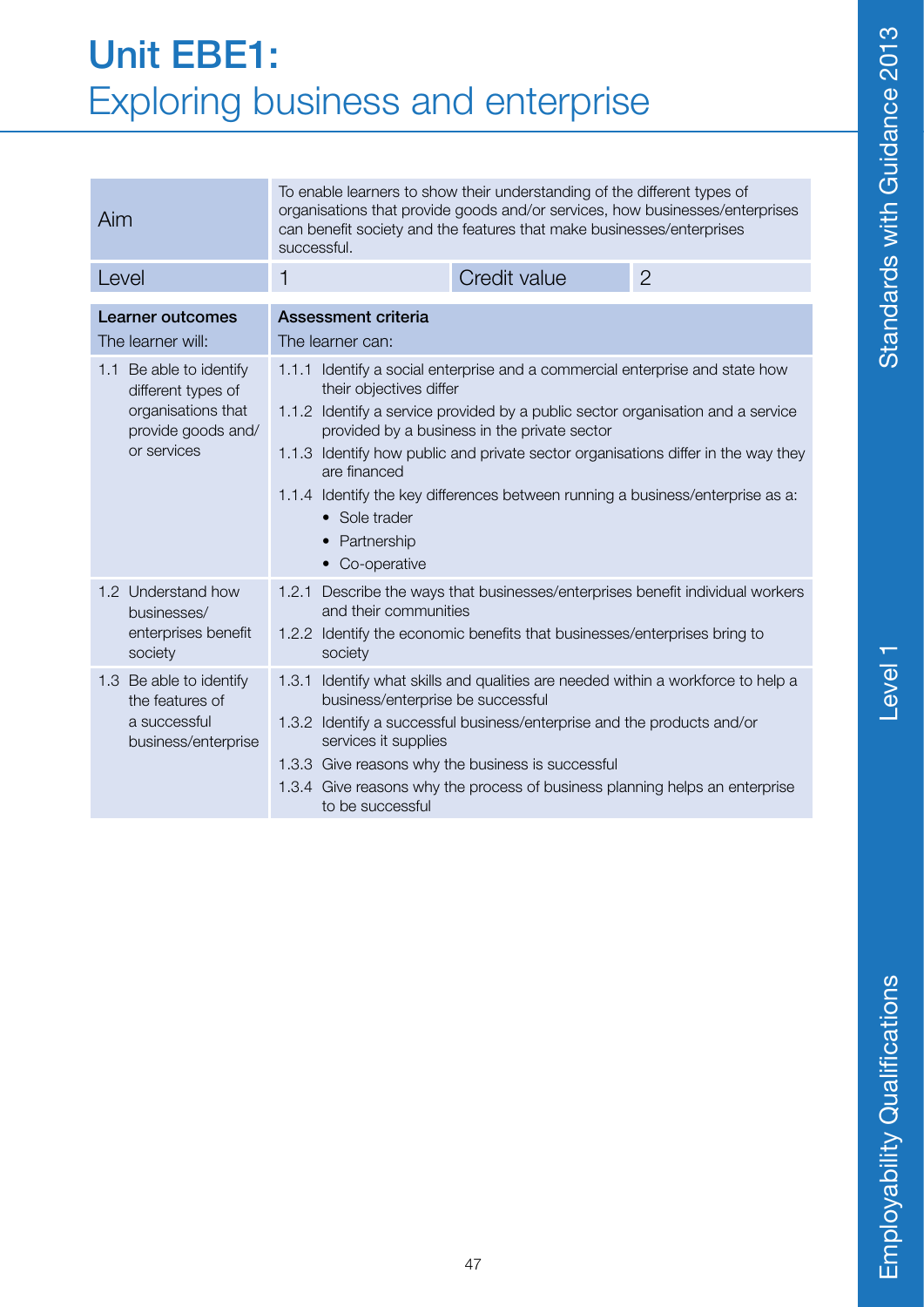# Unit EBE1: Exploring business and enterprise

| | | | |
|---|---|---|---|
| Aim | To enable learners to show their understanding of the different types of organisations that provide goods and/or services, how businesses/enterprises can benefit society and the features that make businesses/enterprises successful. | | |
| Level | 1 | Credit value | 2 |

| **Learner outcomes**<br>The learner will: | **Assessment criteria**<br>The learner can: |
|---|---|
| 1.1 Be able to identify different types of organisations that provide goods and/ or services | 1.1.1 Identify a social enterprise and a commercial enterprise and state how their objectives differ<br>1.1.2 Identify a service provided by a public sector organisation and a service provided by a business in the private sector<br>1.1.3 Identify how public and private sector organisations differ in the way they are financed<br>1.1.4 Identify the key differences between running a business/enterprise as a:<br>• Sole trader<br>• Partnership<br>• Co-operative |
| 1.2 Understand how businesses/ enterprises benefit society | 1.2.1 Describe the ways that businesses/enterprises benefit individual workers and their communities<br>1.2.2 Identify the economic benefits that businesses/enterprises bring to society |
| 1.3 Be able to identify the features of a successful business/enterprise | 1.3.1 Identify what skills and qualities are needed within a workforce to help a business/enterprise be successful<br>1.3.2 Identify a successful business/enterprise and the products and/or services it supplies<br>1.3.3 Give reasons why the business is successful<br>1.3.4 Give reasons why the process of business planning helps an enterprise to be successful |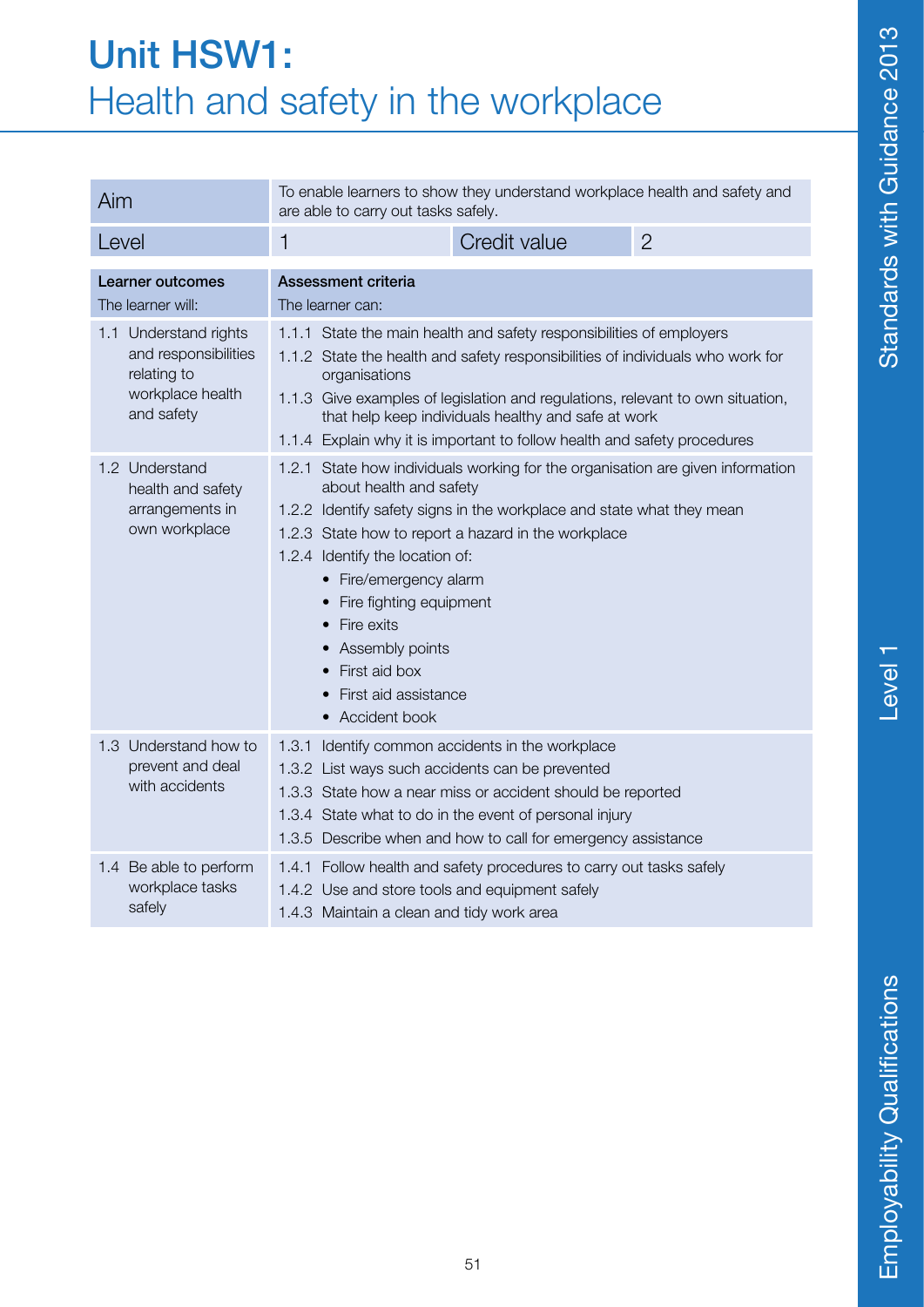# Unit HSW1: Health and safety in the workplace

| Aim | To enable learners to show they understand workplace health and safety and are able to carry out tasks safely. | | |
|---|---|---|---|
| Level | 1 | Credit value | 2 |

| Learner outcomes<br>The learner will: | Assessment criteria<br>The learner can: |
|---|---|
| 1.1 Understand rights and responsibilities relating to workplace health and safety | 1.1.1 State the main health and safety responsibilities of employers<br>1.1.2 State the health and safety responsibilities of individuals who work for organisations<br>1.1.3 Give examples of legislation and regulations, relevant to own situation, that help keep individuals healthy and safe at work<br>1.1.4 Explain why it is important to follow health and safety procedures |
| 1.2 Understand health and safety arrangements in own workplace | 1.2.1 State how individuals working for the organisation are given information about health and safety<br>1.2.2 Identify safety signs in the workplace and state what they mean<br>1.2.3 State how to report a hazard in the workplace<br>1.2.4 Identify the location of:<br>• Fire/emergency alarm<br>• Fire fighting equipment<br>• Fire exits<br>• Assembly points<br>• First aid box<br>• First aid assistance<br>• Accident book |
| 1.3 Understand how to prevent and deal with accidents | 1.3.1 Identify common accidents in the workplace<br>1.3.2 List ways such accidents can be prevented<br>1.3.3 State how a near miss or accident should be reported<br>1.3.4 State what to do in the event of personal injury<br>1.3.5 Describe when and how to call for emergency assistance |
| 1.4 Be able to perform workplace tasks safely | 1.4.1 Follow health and safety procedures to carry out tasks safely<br>1.4.2 Use and store tools and equipment safely<br>1.4.3 Maintain a clean and tidy work area |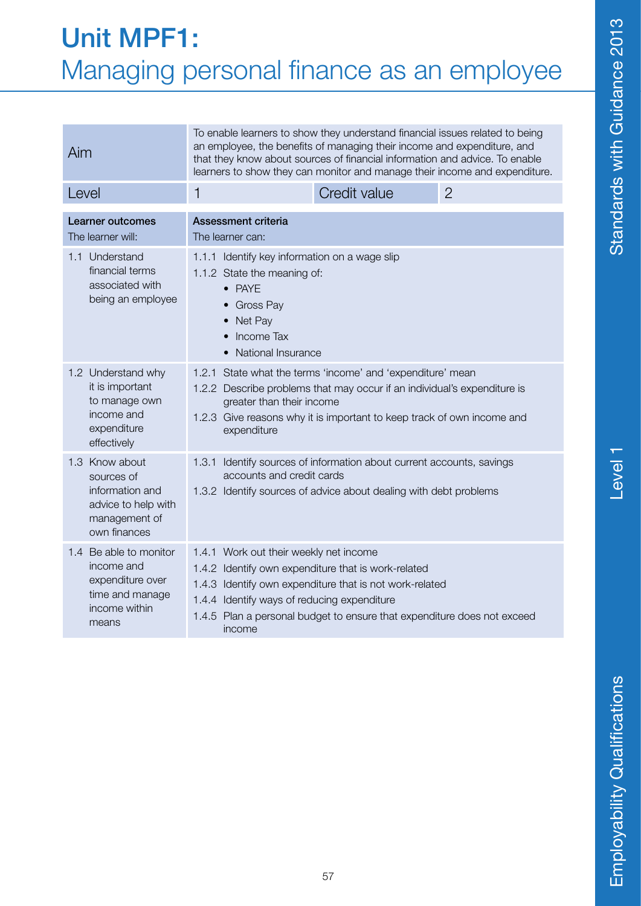# Unit MPF1:
## Managing personal finance as an employee

| Aim | To enable learners to show they understand financial issues related to being an employee, the benefits of managing their income and expenditure, and that they know about sources of financial information and advice. To enable learners to show they can monitor and manage their income and expenditure. | | |
|---|---|---|---|
| Level | 1 | Credit value | 2 |

| **Learner outcomes**<br>The learner will: | **Assessment criteria**<br>The learner can: |
|---|---|
| 1.1 Understand financial terms associated with being an employee | 1.1.1 Identify key information on a wage slip<br>1.1.2 State the meaning of:<br>• PAYE<br>• Gross Pay<br>• Net Pay<br>• Income Tax<br>• National Insurance |
| 1.2 Understand why it is important to manage own income and expenditure effectively | 1.2.1 State what the terms 'income' and 'expenditure' mean<br>1.2.2 Describe problems that may occur if an individual's expenditure is greater than their income<br>1.2.3 Give reasons why it is important to keep track of own income and expenditure |
| 1.3 Know about sources of information and advice to help with management of own finances | 1.3.1 Identify sources of information about current accounts, savings accounts and credit cards<br>1.3.2 Identify sources of advice about dealing with debt problems |
| 1.4 Be able to monitor income and expenditure over time and manage income within means | 1.4.1 Work out their weekly net income<br>1.4.2 Identify own expenditure that is work-related<br>1.4.3 Identify own expenditure that is not work-related<br>1.4.4 Identify ways of reducing expenditure<br>1.4.5 Plan a personal budget to ensure that expenditure does not exceed income |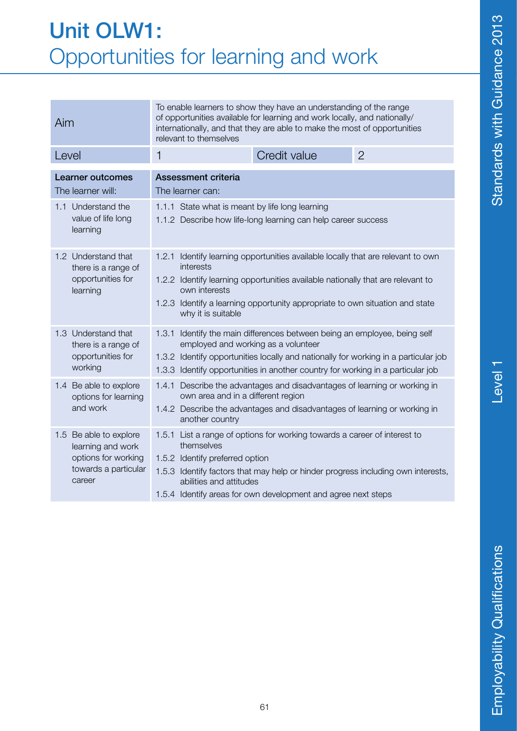# Unit OLW1:
## Opportunities for learning and work

| Aim | To enable learners to show they have an understanding of the range of opportunities available for learning and work locally, and nationally/internationally, and that they are able to make the most of opportunities relevant to themselves | | |
|---|---|---|---|
| Level | 1 | Credit value | 2 |

| **Learner outcomes**<br>The learner will: | **Assessment criteria**<br>The learner can: |
|---|---|
| 1.1 Understand the value of life long learning | 1.1.1 State what is meant by life long learning<br>1.1.2 Describe how life-long learning can help career success |
| 1.2 Understand that there is a range of opportunities for learning | 1.2.1 Identify learning opportunities available locally that are relevant to own interests<br>1.2.2 Identify learning opportunities available nationally that are relevant to own interests<br>1.2.3 Identify a learning opportunity appropriate to own situation and state why it is suitable |
| 1.3 Understand that there is a range of opportunities for working | 1.3.1 Identify the main differences between being an employee, being self employed and working as a volunteer<br>1.3.2 Identify opportunities locally and nationally for working in a particular job<br>1.3.3 Identify opportunities in another country for working in a particular job |
| 1.4 Be able to explore options for learning and work | 1.4.1 Describe the advantages and disadvantages of learning or working in own area and in a different region<br>1.4.2 Describe the advantages and disadvantages of learning or working in another country |
| 1.5 Be able to explore learning and work options for working towards a particular career | 1.5.1 List a range of options for working towards a career of interest to themselves<br>1.5.2 Identify preferred option<br>1.5.3 Identify factors that may help or hinder progress including own interests, abilities and attitudes<br>1.5.4 Identify areas for own development and agree next steps |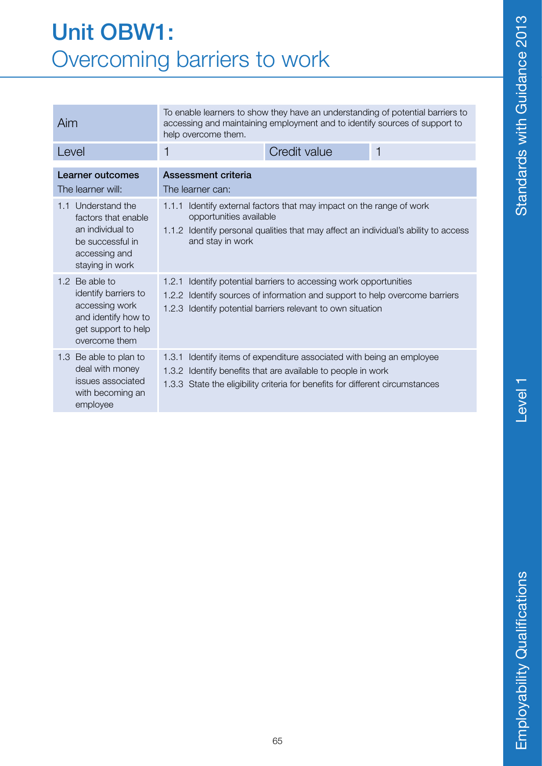# Unit OBW1: Overcoming barriers to work

| Aim | To enable learners to show they have an understanding of potential barriers to accessing and maintaining employment and to identify sources of support to help overcome them. | | |
|---|---|---|---|
| Level | 1 | Credit value | 1 |

| **Learner outcomes**<br>The learner will: | **Assessment criteria**<br>The learner can: |
|---|---|
| 1.1 Understand the factors that enable an individual to be successful in accessing and staying in work | 1.1.1 Identify external factors that may impact on the range of work opportunities available<br>1.1.2 Identify personal qualities that may affect an individual's ability to access and stay in work |
| 1.2 Be able to identify barriers to accessing work and identify how to get support to help overcome them | 1.2.1 Identify potential barriers to accessing work opportunities<br>1.2.2 Identify sources of information and support to help overcome barriers<br>1.2.3 Identify potential barriers relevant to own situation |
| 1.3 Be able to plan to deal with money issues associated with becoming an employee | 1.3.1 Identify items of expenditure associated with being an employee<br>1.3.2 Identify benefits that are available to people in work<br>1.3.3 State the eligibility criteria for benefits for different circumstances |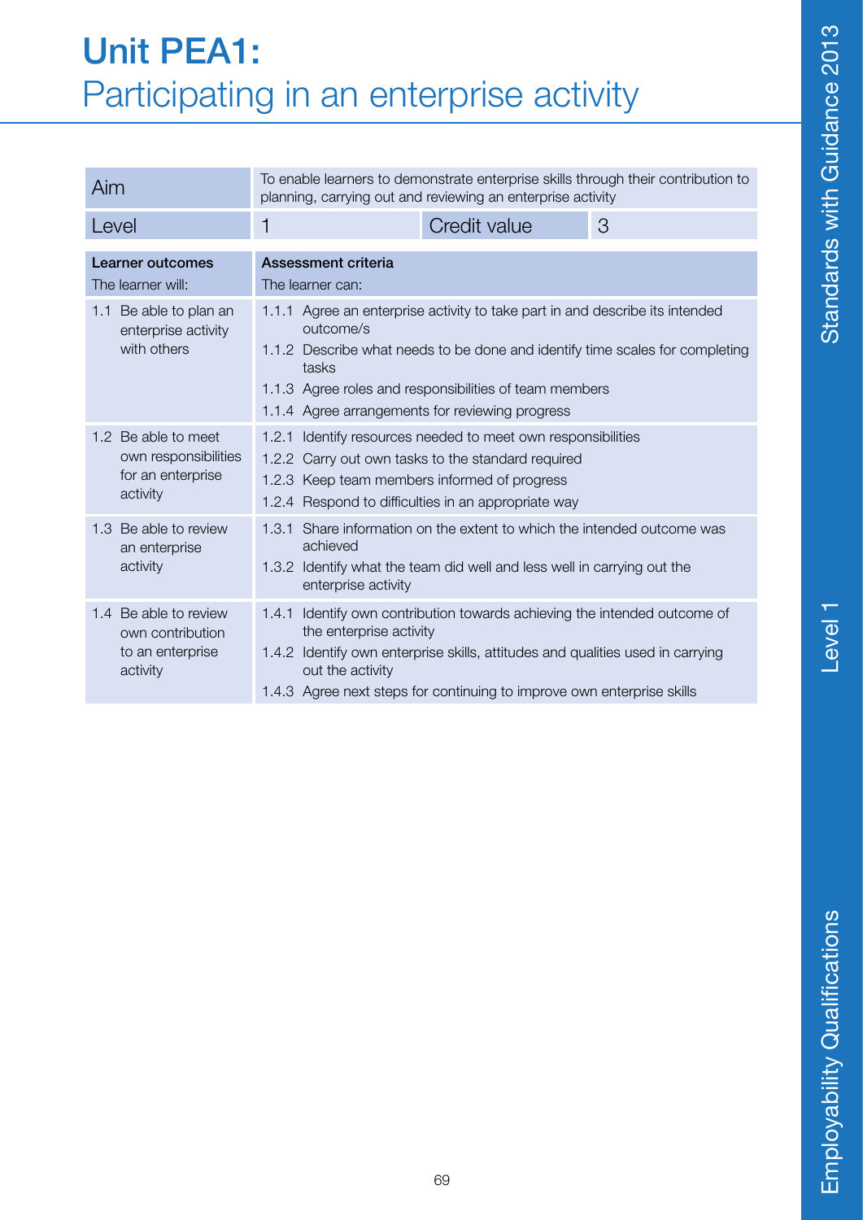# Unit PEA1: Participating in an enterprise activity

| Aim | To enable learners to demonstrate enterprise skills through their contribution to planning, carrying out and reviewing an enterprise activity | | |
|---|---|---|---|
| Level | 1 | Credit value | 3 |

| **Learner outcomes**<br>The learner will: | **Assessment criteria**<br>The learner can: |
|---|---|
| 1.1 Be able to plan an enterprise activity with others | 1.1.1 Agree an enterprise activity to take part in and describe its intended outcome/s<br>1.1.2 Describe what needs to be done and identify time scales for completing tasks<br>1.1.3 Agree roles and responsibilities of team members<br>1.1.4 Agree arrangements for reviewing progress |
| 1.2 Be able to meet own responsibilities for an enterprise activity | 1.2.1 Identify resources needed to meet own responsibilities<br>1.2.2 Carry out own tasks to the standard required<br>1.2.3 Keep team members informed of progress<br>1.2.4 Respond to difficulties in an appropriate way |
| 1.3 Be able to review an enterprise activity | 1.3.1 Share information on the extent to which the intended outcome was achieved<br>1.3.2 Identify what the team did well and less well in carrying out the enterprise activity |
| 1.4 Be able to review own contribution to an enterprise activity | 1.4.1 Identify own contribution towards achieving the intended outcome of the enterprise activity<br>1.4.2 Identify own enterprise skills, attitudes and qualities used in carrying out the activity<br>1.4.3 Agree next steps for continuing to improve own enterprise skills |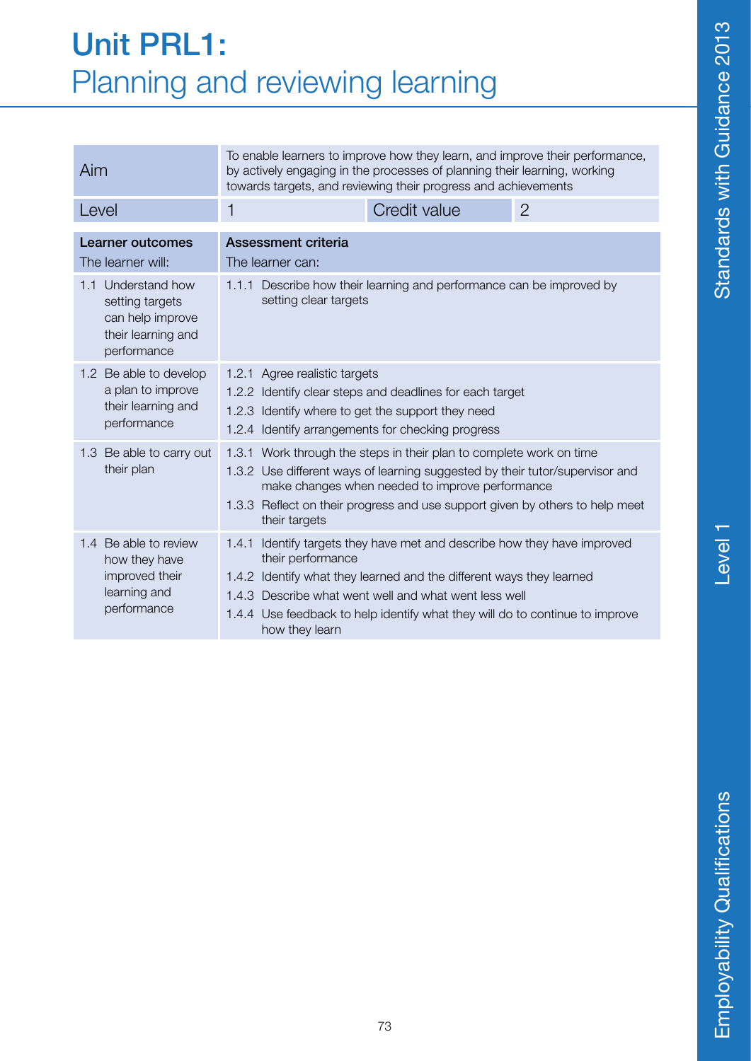# Unit PRL1: Planning and reviewing learning

| Aim | To enable learners to improve how they learn, and improve their performance, by actively engaging in the processes of planning their learning, working towards targets, and reviewing their progress and achievements | | |
|---|---|---|---|
| Level | 1 | Credit value | 2 |

| **Learner outcomes**<br>The learner will: | **Assessment criteria**<br>The learner can: |
|---|---|
| 1.1 Understand how setting targets can help improve their learning and performance | 1.1.1 Describe how their learning and performance can be improved by setting clear targets |
| 1.2 Be able to develop a plan to improve their learning and performance | 1.2.1 Agree realistic targets<br>1.2.2 Identify clear steps and deadlines for each target<br>1.2.3 Identify where to get the support they need<br>1.2.4 Identify arrangements for checking progress |
| 1.3 Be able to carry out their plan | 1.3.1 Work through the steps in their plan to complete work on time<br>1.3.2 Use different ways of learning suggested by their tutor/supervisor and make changes when needed to improve performance<br>1.3.3 Reflect on their progress and use support given by others to help meet their targets |
| 1.4 Be able to review how they have improved their learning and performance | 1.4.1 Identify targets they have met and describe how they have improved their performance<br>1.4.2 Identify what they learned and the different ways they learned<br>1.4.3 Describe what went well and what went less well<br>1.4.4 Use feedback to help identify what they will do to continue to improve how they learn |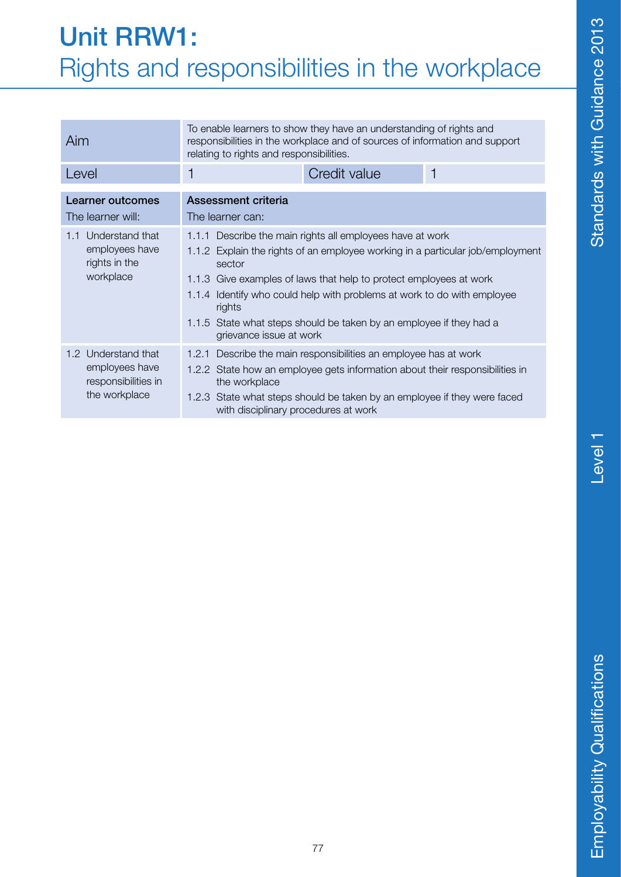# Unit RRW1:
## Rights and responsibilities in the workplace

| Aim | To enable learners to show they have an understanding of rights and responsibilities in the workplace and of sources of information and support relating to rights and responsibilities. | | |
|---|---|---|---|
| Level | 1 | Credit value | 1 |

| **Learner outcomes**<br>The learner will: | **Assessment criteria**<br>The learner can: |
|---|---|
| 1.1 Understand that employees have rights in the workplace | 1.1.1 Describe the main rights all employees have at work<br>1.1.2 Explain the rights of an employee working in a particular job/employment sector<br>1.1.3 Give examples of laws that help to protect employees at work<br>1.1.4 Identify who could help with problems at work to do with employee rights<br>1.1.5 State what steps should be taken by an employee if they had a grievance issue at work |
| 1.2 Understand that employees have responsibilities in the workplace | 1.2.1 Describe the main responsibilities an employee has at work<br>1.2.2 State how an employee gets information about their responsibilities in the workplace<br>1.2.3 State what steps should be taken by an employee if they were faced with disciplinary procedures at work |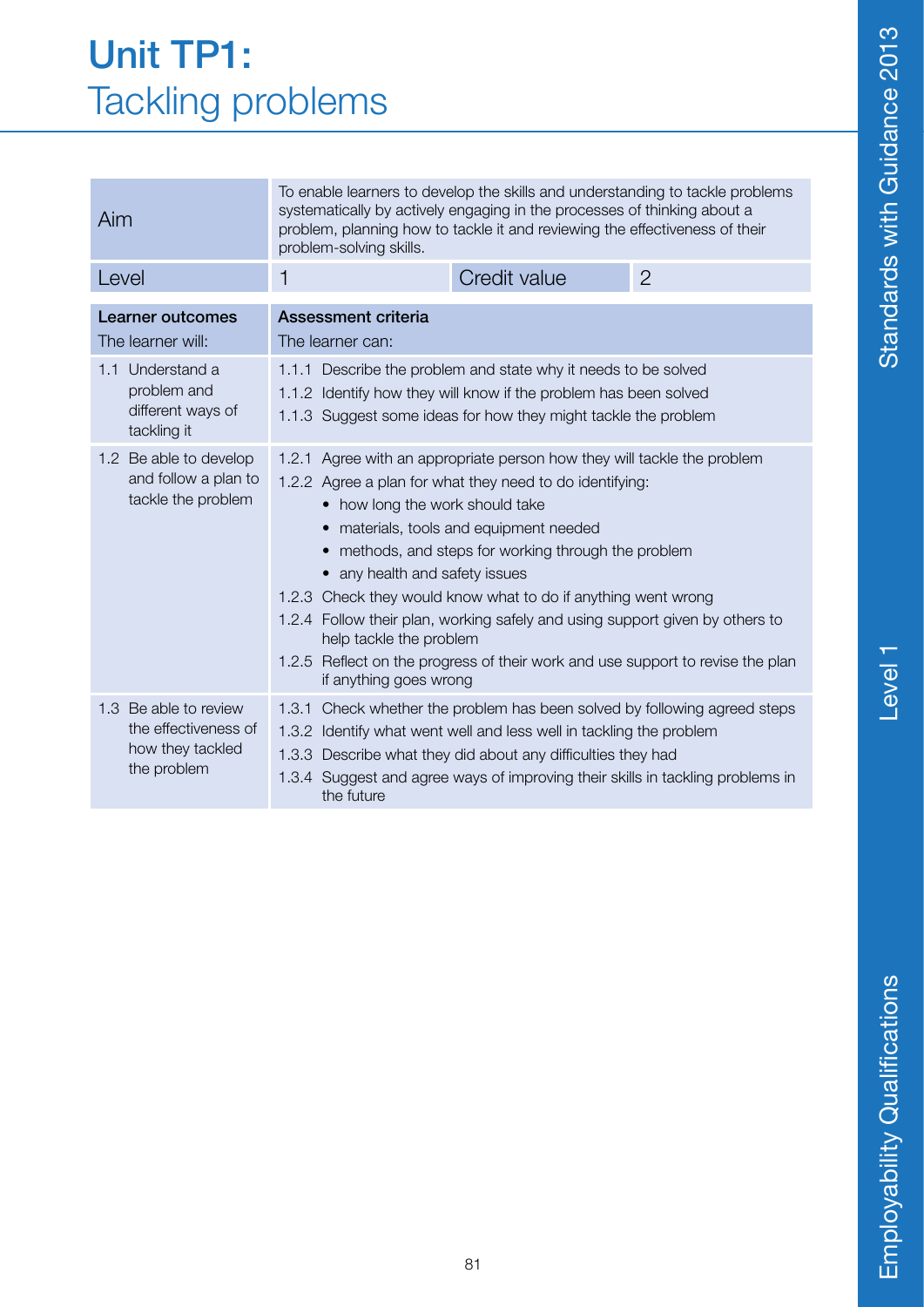# Unit TP1:
## Tackling problems

| Aim | To enable learners to develop the skills and understanding to tackle problems systematically by actively engaging in the processes of thinking about a problem, planning how to tackle it and reviewing the effectiveness of their problem-solving skills. | | |
|---|---|---|---|
| Level | 1 | Credit value | 2 |

| **Learner outcomes**<br>The learner will: | **Assessment criteria**<br>The learner can: |
|---|---|
| 1.1 Understand a problem and different ways of tackling it | 1.1.1 Describe the problem and state why it needs to be solved<br>1.1.2 Identify how they will know if the problem has been solved<br>1.1.3 Suggest some ideas for how they might tackle the problem |
| 1.2 Be able to develop and follow a plan to tackle the problem | 1.2.1 Agree with an appropriate person how they will tackle the problem<br>1.2.2 Agree a plan for what they need to do identifying:<br>• how long the work should take<br>• materials, tools and equipment needed<br>• methods, and steps for working through the problem<br>• any health and safety issues<br>1.2.3 Check they would know what to do if anything went wrong<br>1.2.4 Follow their plan, working safely and using support given by others to help tackle the problem<br>1.2.5 Reflect on the progress of their work and use support to revise the plan if anything goes wrong |
| 1.3 Be able to review the effectiveness of how they tackled the problem | 1.3.1 Check whether the problem has been solved by following agreed steps<br>1.3.2 Identify what went well and less well in tackling the problem<br>1.3.3 Describe what they did about any difficulties they had<br>1.3.4 Suggest and agree ways of improving their skills in tackling problems in the future |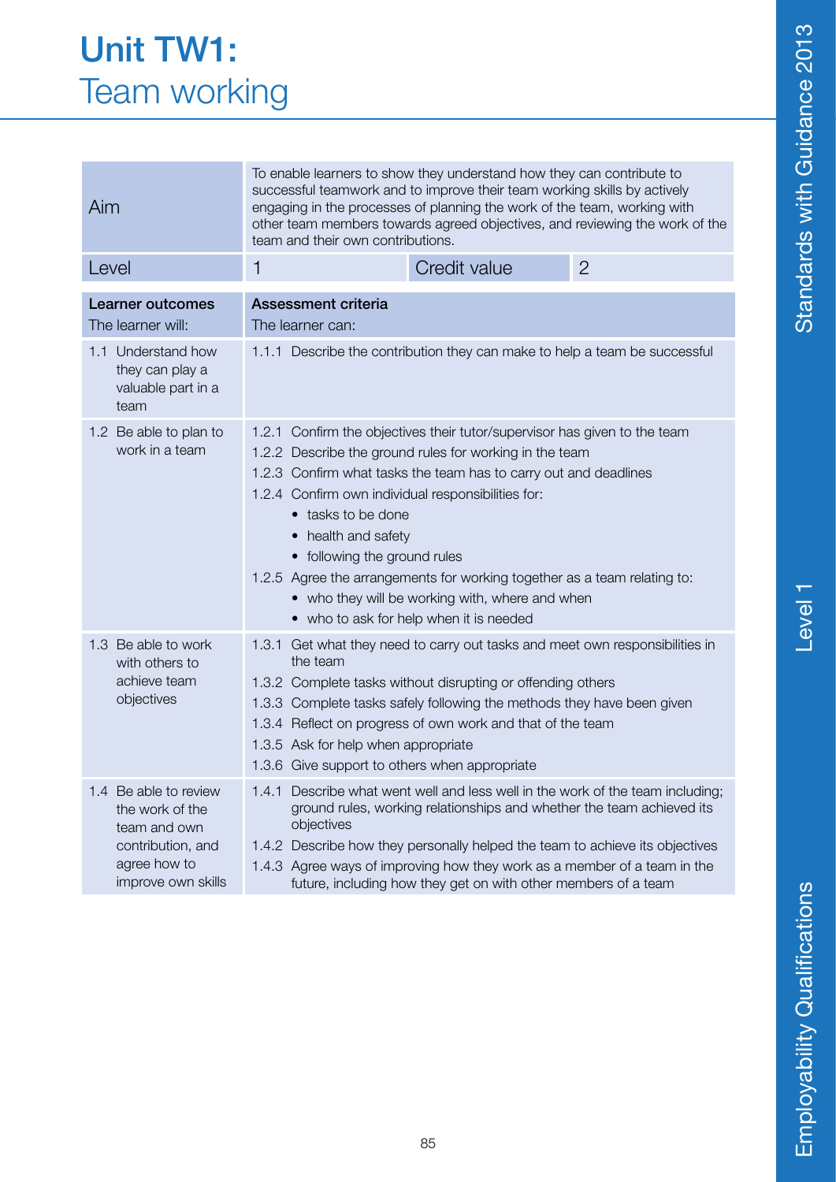# Unit TW1:
## Team working

| Aim | To enable learners to show they understand how they can contribute to successful teamwork and to improve their team working skills by actively engaging in the processes of planning the work of the team, working with other team members towards agreed objectives, and reviewing the work of the team and their own contributions. | | |
|---|---|---|---|
| Level | 1 | Credit value | 2 |

| **Learner outcomes**<br>The learner will: | **Assessment criteria**<br>The learner can: |
|---|---|
| 1.1 Understand how they can play a valuable part in a team | 1.1.1 Describe the contribution they can make to help a team be successful |
| 1.2 Be able to plan to work in a team | 1.2.1 Confirm the objectives their tutor/supervisor has given to the team<br>1.2.2 Describe the ground rules for working in the team<br>1.2.3 Confirm what tasks the team has to carry out and deadlines<br>1.2.4 Confirm own individual responsibilities for:<br>• tasks to be done<br>• health and safety<br>• following the ground rules<br>1.2.5 Agree the arrangements for working together as a team relating to:<br>• who they will be working with, where and when<br>• who to ask for help when it is needed |
| 1.3 Be able to work with others to achieve team objectives | 1.3.1 Get what they need to carry out tasks and meet own responsibilities in the team<br>1.3.2 Complete tasks without disrupting or offending others<br>1.3.3 Complete tasks safely following the methods they have been given<br>1.3.4 Reflect on progress of own work and that of the team<br>1.3.5 Ask for help when appropriate<br>1.3.6 Give support to others when appropriate |
| 1.4 Be able to review the work of the team and own contribution, and agree how to improve own skills | 1.4.1 Describe what went well and less well in the work of the team including; ground rules, working relationships and whether the team achieved its objectives<br>1.4.2 Describe how they personally helped the team to achieve its objectives<br>1.4.3 Agree ways of improving how they work as a member of a team in the future, including how they get on with other members of a team |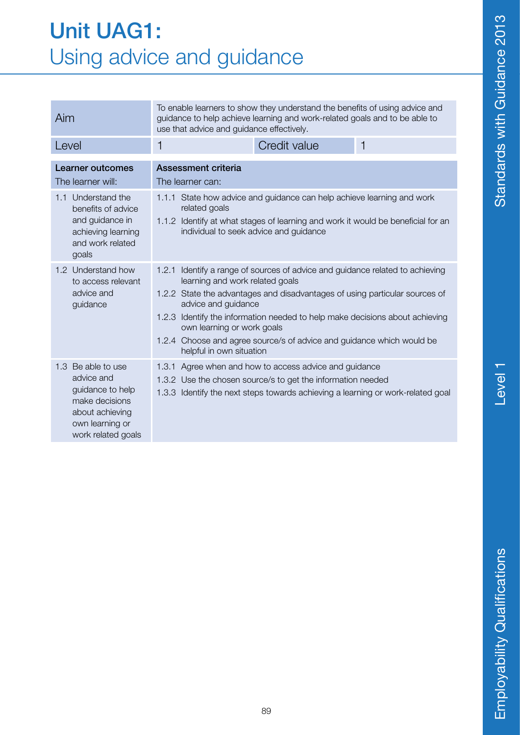# Unit UAG1: Using advice and guidance

| Aim | To enable learners to show they understand the benefits of using advice and guidance to help achieve learning and work-related goals and to be able to use that advice and guidance effectively. | | |
|---|---|---|---|
| Level | 1 | Credit value | 1 |

| **Learner outcomes** The learner will: | **Assessment criteria** The learner can: |
|---|---|
| 1.1 Understand the benefits of advice and guidance in achieving learning and work related goals | 1.1.1 State how advice and guidance can help achieve learning and work related goals<br>1.1.2 Identify at what stages of learning and work it would be beneficial for an individual to seek advice and guidance |
| 1.2 Understand how to access relevant advice and guidance | 1.2.1 Identify a range of sources of advice and guidance related to achieving learning and work related goals<br>1.2.2 State the advantages and disadvantages of using particular sources of advice and guidance<br>1.2.3 Identify the information needed to help make decisions about achieving own learning or work goals<br>1.2.4 Choose and agree source/s of advice and guidance which would be helpful in own situation |
| 1.3 Be able to use advice and guidance to help make decisions about achieving own learning or work related goals | 1.3.1 Agree when and how to access advice and guidance<br>1.3.2 Use the chosen source/s to get the information needed<br>1.3.3 Identify the next steps towards achieving a learning or work-related goal |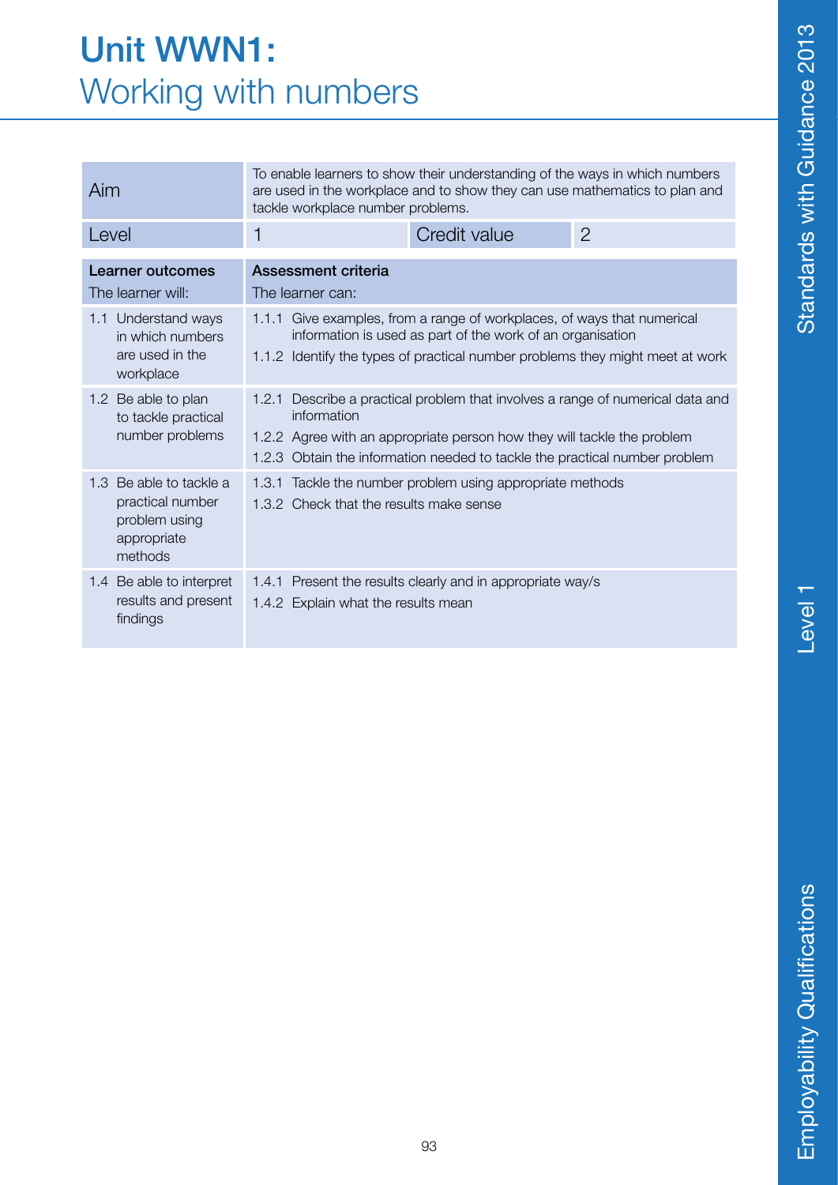# Unit WWN1: Working with numbers

| Aim | To enable learners to show their understanding of the ways in which numbers are used in the workplace and to show they can use mathematics to plan and tackle workplace number problems. | | |
|---|---|---|---|
| Level | 1 | Credit value | 2 |

| **Learner outcomes** The learner will: | **Assessment criteria** The learner can: |
|---|---|
| 1.1 Understand ways in which numbers are used in the workplace | 1.1.1 Give examples, from a range of workplaces, of ways that numerical information is used as part of the work of an organisation<br>1.1.2 Identify the types of practical number problems they might meet at work |
| 1.2 Be able to plan to tackle practical number problems | 1.2.1 Describe a practical problem that involves a range of numerical data and information<br>1.2.2 Agree with an appropriate person how they will tackle the problem<br>1.2.3 Obtain the information needed to tackle the practical number problem |
| 1.3 Be able to tackle a practical number problem using appropriate methods | 1.3.1 Tackle the number problem using appropriate methods<br>1.3.2 Check that the results make sense |
| 1.4 Be able to interpret results and present findings | 1.4.1 Present the results clearly and in appropriate way/s<br>1.4.2 Explain what the results mean |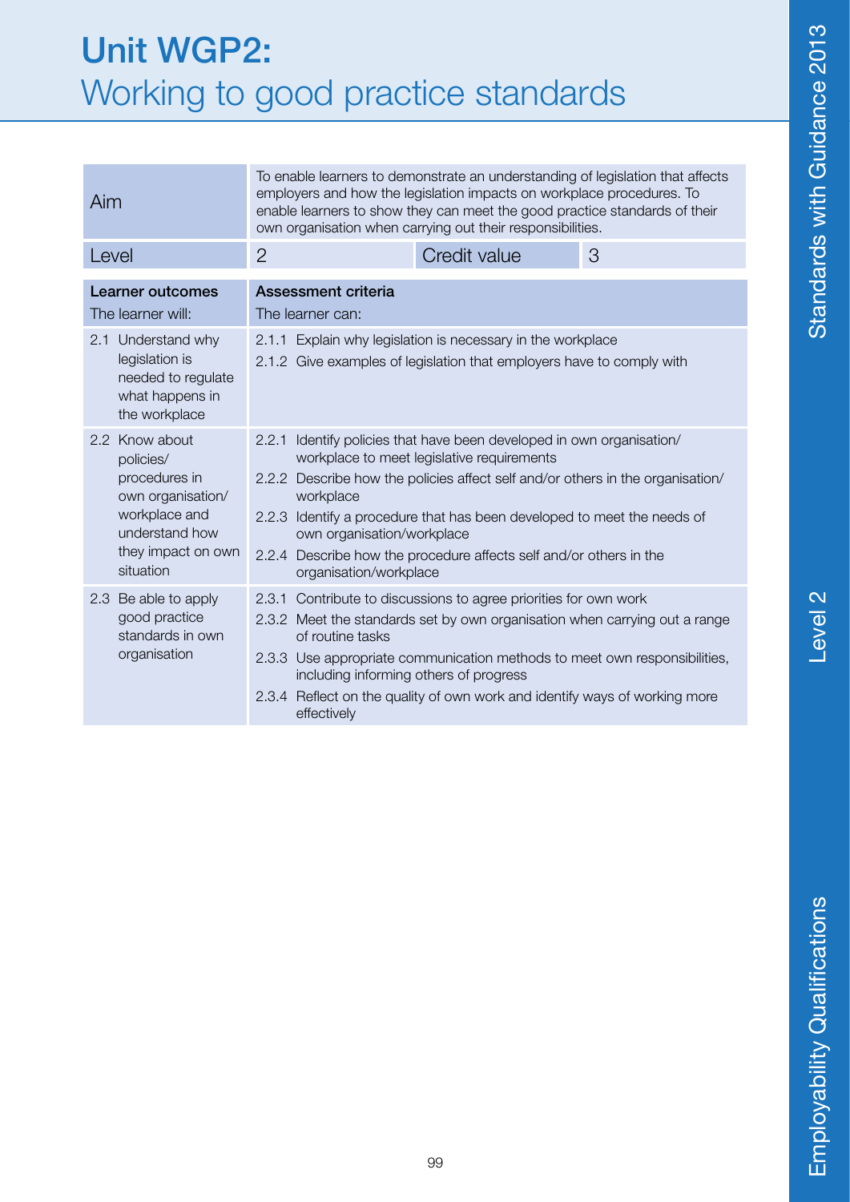# Unit WGP2: Working to good practice standards

| Aim | To enable learners to demonstrate an understanding of legislation that affects employers and how the legislation impacts on workplace procedures. To enable learners to show they can meet the good practice standards of their own organisation when carrying out their responsibilities. | | |
|---|---|---|---|
| Level | 2 | Credit value | 3 |

| **Learner outcomes**<br>The learner will: | **Assessment criteria**<br>The learner can: |
|---|---|
| 2.1 Understand why legislation is needed to regulate what happens in the workplace | 2.1.1 Explain why legislation is necessary in the workplace<br>2.1.2 Give examples of legislation that employers have to comply with |
| 2.2 Know about policies/ procedures in own organisation/ workplace and understand how they impact on own situation | 2.2.1 Identify policies that have been developed in own organisation/ workplace to meet legislative requirements<br>2.2.2 Describe how the policies affect self and/or others in the organisation/ workplace<br>2.2.3 Identify a procedure that has been developed to meet the needs of own organisation/workplace<br>2.2.4 Describe how the procedure affects self and/or others in the organisation/workplace |
| 2.3 Be able to apply good practice standards in own organisation | 2.3.1 Contribute to discussions to agree priorities for own work<br>2.3.2 Meet the standards set by own organisation when carrying out a range of routine tasks<br>2.3.3 Use appropriate communication methods to meet own responsibilities, including informing others of progress<br>2.3.4 Reflect on the quality of own work and identify ways of working more effectively |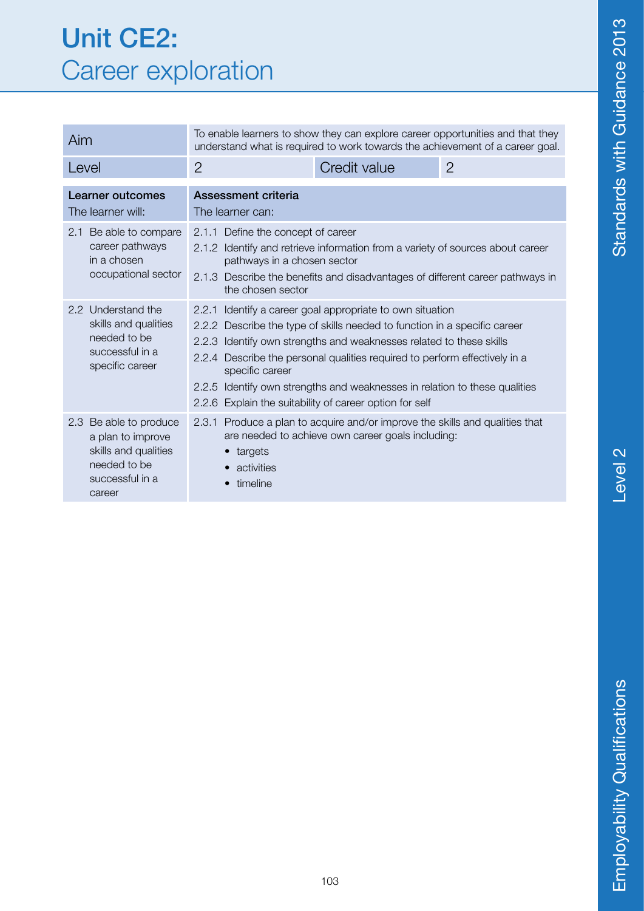# Unit CE2: Career exploration

| Aim | To enable learners to show they can explore career opportunities and that they understand what is required to work towards the achievement of a career goal. | | |
|---|---|---|---|
| Level | 2 | Credit value | 2 |

| **Learner outcomes**<br>The learner will: | **Assessment criteria**<br>The learner can: |
|---|---|
| 2.1 Be able to compare career pathways in a chosen occupational sector | 2.1.1 Define the concept of career<br>2.1.2 Identify and retrieve information from a variety of sources about career pathways in a chosen sector<br>2.1.3 Describe the benefits and disadvantages of different career pathways in the chosen sector |
| 2.2 Understand the skills and qualities needed to be successful in a specific career | 2.2.1 Identify a career goal appropriate to own situation<br>2.2.2 Describe the type of skills needed to function in a specific career<br>2.2.3 Identify own strengths and weaknesses related to these skills<br>2.2.4 Describe the personal qualities required to perform effectively in a specific career<br>2.2.5 Identify own strengths and weaknesses in relation to these qualities<br>2.2.6 Explain the suitability of career option for self |
| 2.3 Be able to produce a plan to improve skills and qualities needed to be successful in a career | 2.3.1 Produce a plan to acquire and/or improve the skills and qualities that are needed to achieve own career goals including:<br>• targets<br>• activities<br>• timeline |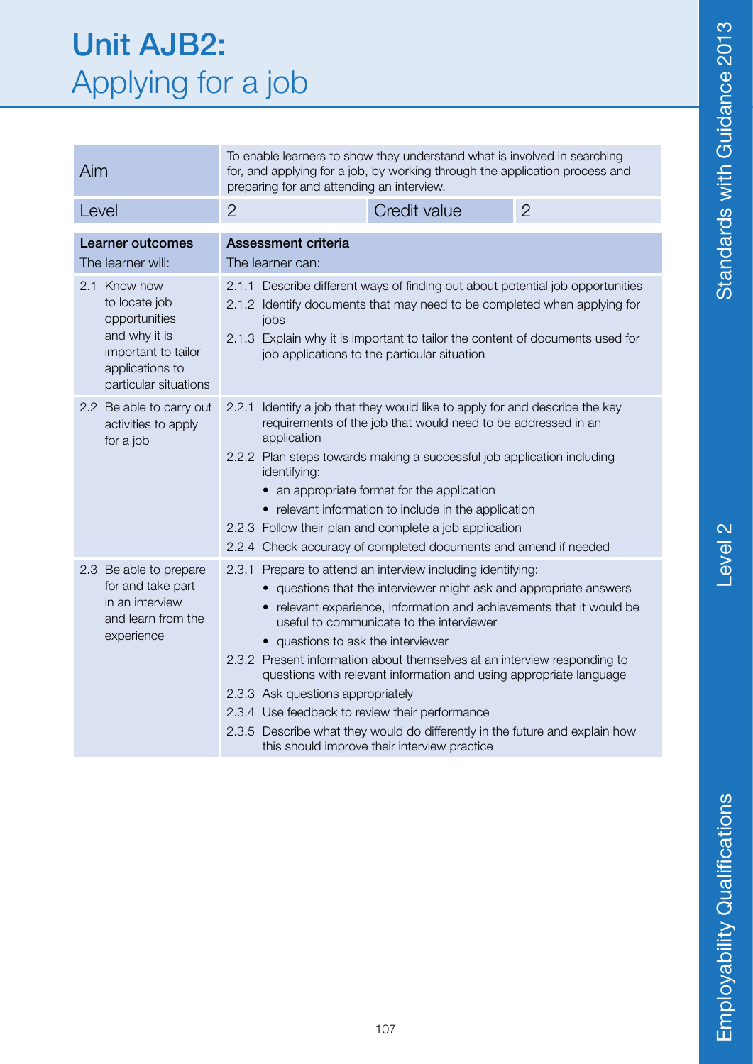# Unit AJB2: Applying for a job

| Aim | To enable learners to show they understand what is involved in searching for, and applying for a job, by working through the application process and preparing for and attending an interview. | | |
|---|---|---|---|
| Level | 2 | Credit value | 2 |

| **Learner outcomes**<br>The learner will: | **Assessment criteria**<br>The learner can: |
|---|---|
| 2.1 Know how to locate job opportunities and why it is important to tailor applications to particular situations | 2.1.1 Describe different ways of finding out about potential job opportunities<br>2.1.2 Identify documents that may need to be completed when applying for jobs<br>2.1.3 Explain why it is important to tailor the content of documents used for job applications to the particular situation |
| 2.2 Be able to carry out activities to apply for a job | 2.2.1 Identify a job that they would like to apply for and describe the key requirements of the job that would need to be addressed in an application<br>2.2.2 Plan steps towards making a successful job application including identifying:<br>• an appropriate format for the application<br>• relevant information to include in the application<br>2.2.3 Follow their plan and complete a job application<br>2.2.4 Check accuracy of completed documents and amend if needed |
| 2.3 Be able to prepare for and take part in an interview and learn from the experience | 2.3.1 Prepare to attend an interview including identifying:<br>• questions that the interviewer might ask and appropriate answers<br>• relevant experience, information and achievements that it would be useful to communicate to the interviewer<br>• questions to ask the interviewer<br>2.3.2 Present information about themselves at an interview responding to questions with relevant information and using appropriate language<br>2.3.3 Ask questions appropriately<br>2.3.4 Use feedback to review their performance<br>2.3.5 Describe what they would do differently in the future and explain how this should improve their interview practice |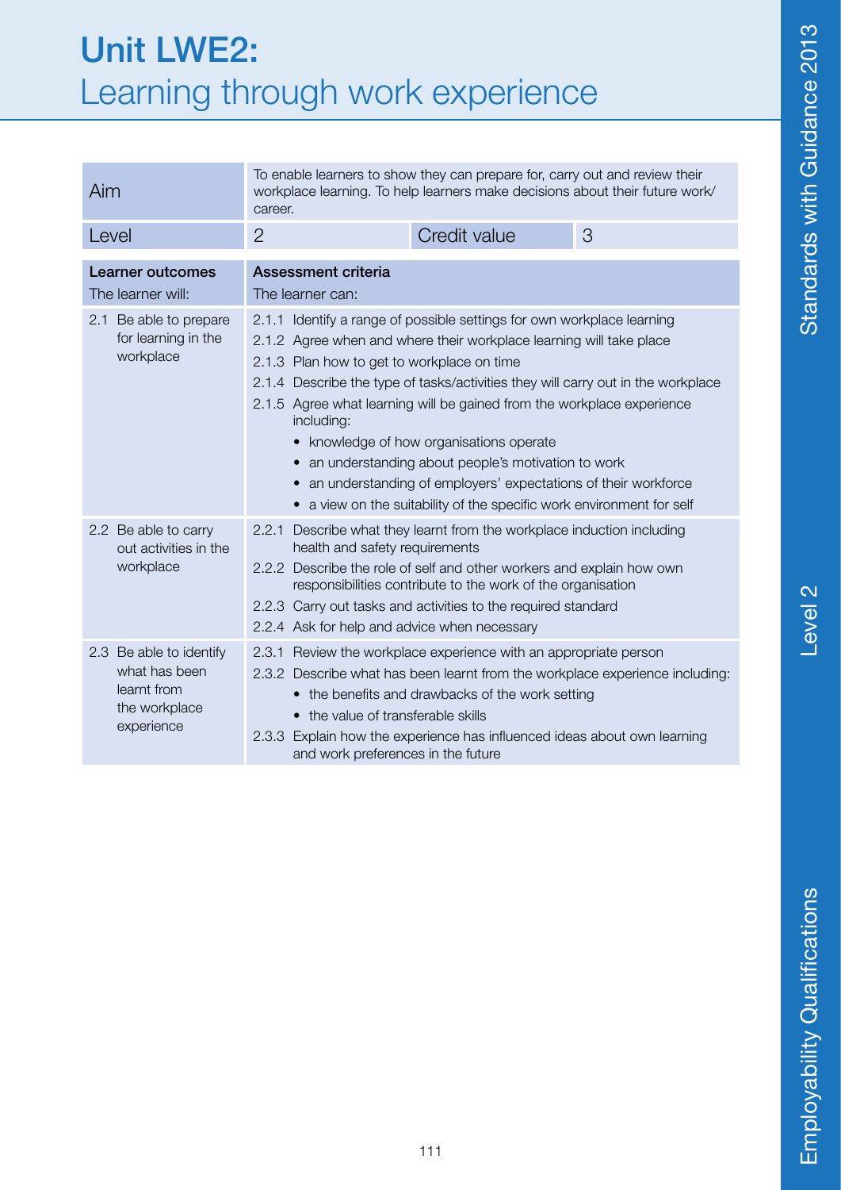# Unit LWE2: Learning through work experience

| Aim | To enable learners to show they can prepare for, carry out and review their workplace learning. To help learners make decisions about their future work/career. | | |
|---|---|---|---|
| Level | 2 | Credit value | 3 |

| **Learner outcomes**<br>The learner will: | **Assessment criteria**<br>The learner can: |
|---|---|
| 2.1 Be able to prepare for learning in the workplace | 2.1.1 Identify a range of possible settings for own workplace learning<br>2.1.2 Agree when and where their workplace learning will take place<br>2.1.3 Plan how to get to workplace on time<br>2.1.4 Describe the type of tasks/activities they will carry out in the workplace<br>2.1.5 Agree what learning will be gained from the workplace experience including:<br>• knowledge of how organisations operate<br>• an understanding about people's motivation to work<br>• an understanding of employers' expectations of their workforce<br>• a view on the suitability of the specific work environment for self |
| 2.2 Be able to carry out activities in the workplace | 2.2.1 Describe what they learnt from the workplace induction including health and safety requirements<br>2.2.2 Describe the role of self and other workers and explain how own responsibilities contribute to the work of the organisation<br>2.2.3 Carry out tasks and activities to the required standard<br>2.2.4 Ask for help and advice when necessary |
| 2.3 Be able to identify what has been learnt from the workplace experience | 2.3.1 Review the workplace experience with an appropriate person<br>2.3.2 Describe what has been learnt from the workplace experience including:<br>• the benefits and drawbacks of the work setting<br>• the value of transferable skills<br>2.3.3 Explain how the experience has influenced ideas about own learning and work preferences in the future |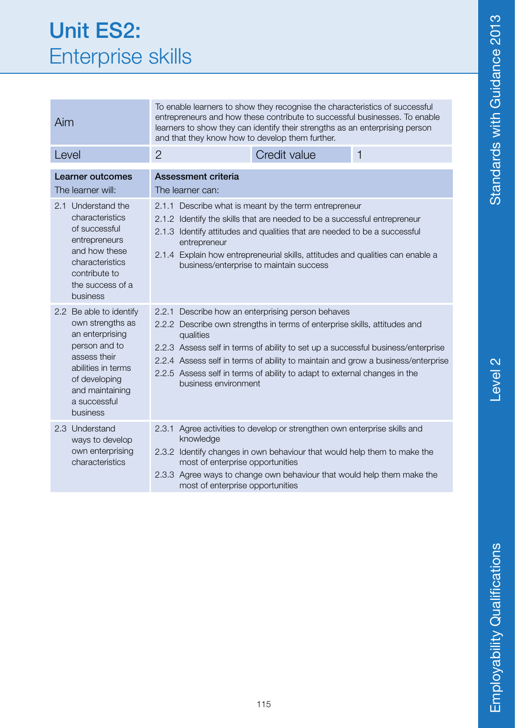# Unit ES2: Enterprise skills

| Aim | To enable learners to show they recognise the characteristics of successful entrepreneurs and how these contribute to successful businesses. To enable learners to show they can identify their strengths as an enterprising person and that they know how to develop them further. | | |
|---|---|---|---|
| Level | 2 | Credit value | 1 |

| **Learner outcomes**<br>The learner will: | **Assessment criteria**<br>The learner can: |
|---|---|
| 2.1 Understand the characteristics of successful entrepreneurs and how these characteristics contribute to the success of a business | 2.1.1 Describe what is meant by the term entrepreneur<br>2.1.2 Identify the skills that are needed to be a successful entrepreneur<br>2.1.3 Identify attitudes and qualities that are needed to be a successful entrepreneur<br>2.1.4 Explain how entrepreneurial skills, attitudes and qualities can enable a business/enterprise to maintain success |
| 2.2 Be able to identify own strengths as an enterprising person and to assess their abilities in terms of developing and maintaining a successful business | 2.2.1 Describe how an enterprising person behaves<br>2.2.2 Describe own strengths in terms of enterprise skills, attitudes and qualities<br>2.2.3 Assess self in terms of ability to set up a successful business/enterprise<br>2.2.4 Assess self in terms of ability to maintain and grow a business/enterprise<br>2.2.5 Assess self in terms of ability to adapt to external changes in the business environment |
| 2.3 Understand ways to develop own enterprising characteristics | 2.3.1 Agree activities to develop or strengthen own enterprise skills and knowledge<br>2.3.2 Identify changes in own behaviour that would help them to make the most of enterprise opportunities<br>2.3.3 Agree ways to change own behaviour that would help them make the most of enterprise opportunities |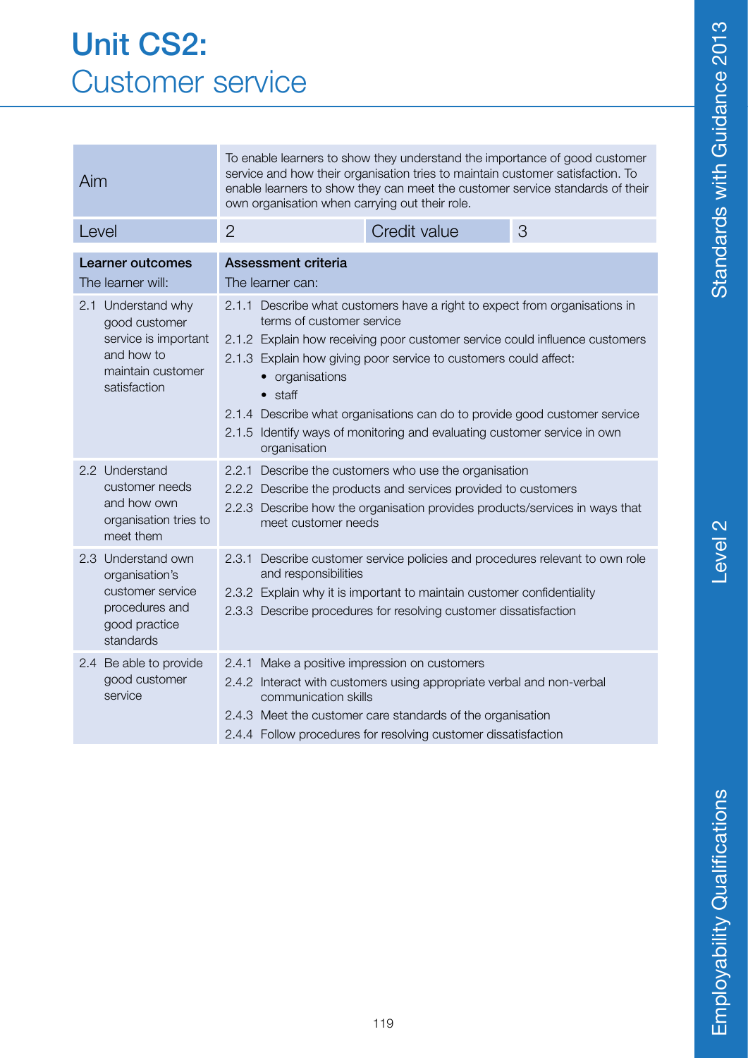# Unit CS2: Customer service

| Aim | To enable learners to show they understand the importance of good customer service and how their organisation tries to maintain customer satisfaction. To enable learners to show they can meet the customer service standards of their own organisation when carrying out their role. | | |
|---|---|---|---|
| Level | 2 | Credit value | 3 |

| **Learner outcomes**<br>The learner will: | **Assessment criteria**<br>The learner can: |
|---|---|
| 2.1 Understand why good customer service is important and how to maintain customer satisfaction | 2.1.1 Describe what customers have a right to expect from organisations in terms of customer service<br>2.1.2 Explain how receiving poor customer service could influence customers<br>2.1.3 Explain how giving poor service to customers could affect:<br>• organisations<br>• staff<br>2.1.4 Describe what organisations can do to provide good customer service<br>2.1.5 Identify ways of monitoring and evaluating customer service in own organisation |
| 2.2 Understand customer needs and how own organisation tries to meet them | 2.2.1 Describe the customers who use the organisation<br>2.2.2 Describe the products and services provided to customers<br>2.2.3 Describe how the organisation provides products/services in ways that meet customer needs |
| 2.3 Understand own organisation's customer service procedures and good practice standards | 2.3.1 Describe customer service policies and procedures relevant to own role and responsibilities<br>2.3.2 Explain why it is important to maintain customer confidentiality<br>2.3.3 Describe procedures for resolving customer dissatisfaction |
| 2.4 Be able to provide good customer service | 2.4.1 Make a positive impression on customers<br>2.4.2 Interact with customers using appropriate verbal and non-verbal communication skills<br>2.4.3 Meet the customer care standards of the organisation<br>2.4.4 Follow procedures for resolving customer dissatisfaction |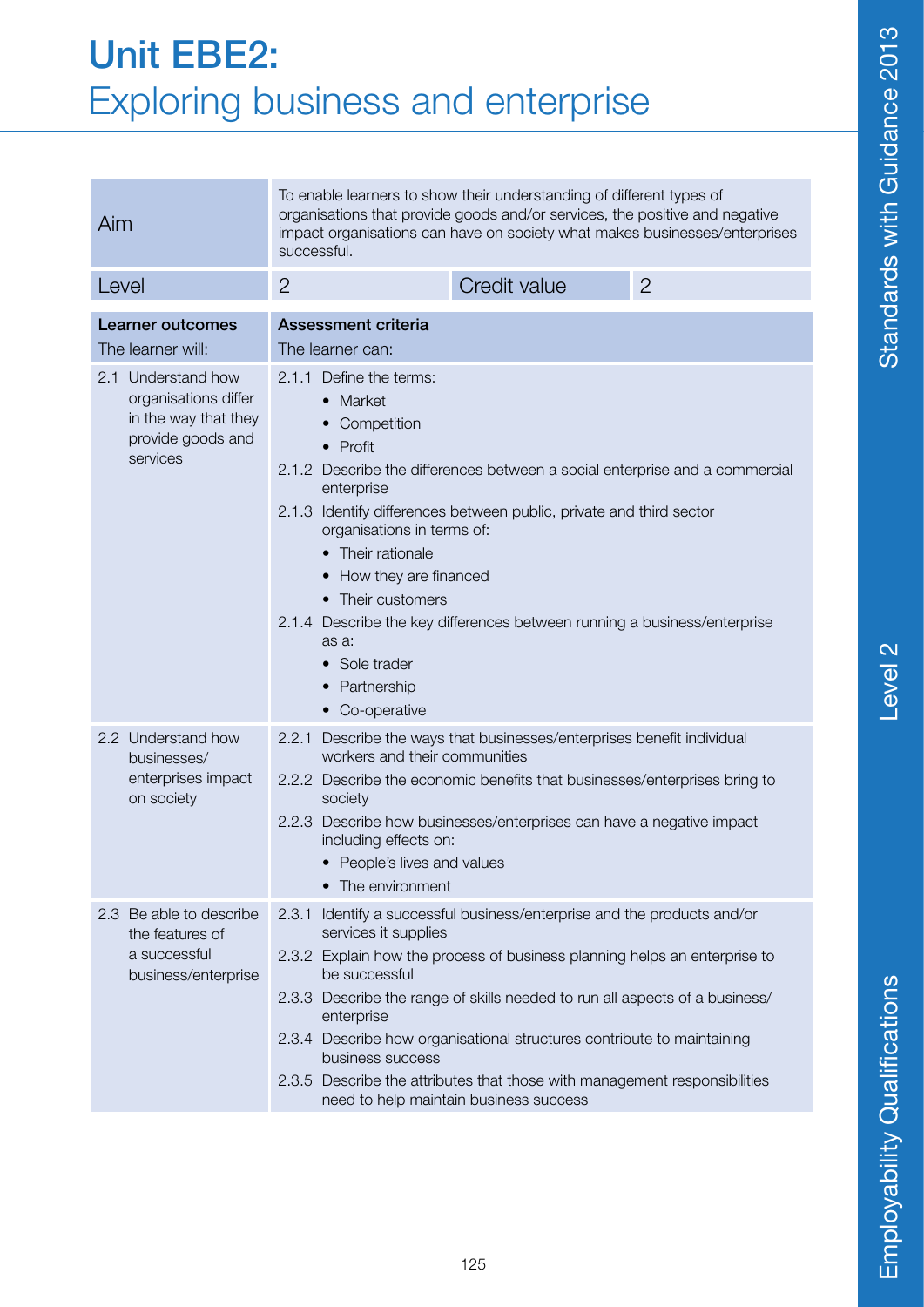# Unit EBE2:
## Exploring business and enterprise

| Aim | To enable learners to show their understanding of different types of organisations that provide goods and/or services, the positive and negative impact organisations can have on society what makes businesses/enterprises successful. | | |
|---|---|---|---|
| Level | 2 | Credit value | 2 |

| **Learner outcomes**<br>The learner will: | **Assessment criteria**<br>The learner can: |
|---|---|
| 2.1 Understand how organisations differ in the way that they provide goods and services | 2.1.1 Define the terms:<br>• Market<br>• Competition<br>• Profit<br>2.1.2 Describe the differences between a social enterprise and a commercial enterprise<br>2.1.3 Identify differences between public, private and third sector organisations in terms of:<br>• Their rationale<br>• How they are financed<br>• Their customers<br>2.1.4 Describe the key differences between running a business/enterprise as a:<br>• Sole trader<br>• Partnership<br>• Co-operative |
| 2.2 Understand how businesses/ enterprises impact on society | 2.2.1 Describe the ways that businesses/enterprises benefit individual workers and their communities<br>2.2.2 Describe the economic benefits that businesses/enterprises bring to society<br>2.2.3 Describe how businesses/enterprises can have a negative impact including effects on:<br>• People's lives and values<br>• The environment |
| 2.3 Be able to describe the features of a successful business/enterprise | 2.3.1 Identify a successful business/enterprise and the products and/or services it supplies<br>2.3.2 Explain how the process of business planning helps an enterprise to be successful<br>2.3.3 Describe the range of skills needed to run all aspects of a business/ enterprise<br>2.3.4 Describe how organisational structures contribute to maintaining business success<br>2.3.5 Describe the attributes that those with management responsibilities need to help maintain business success |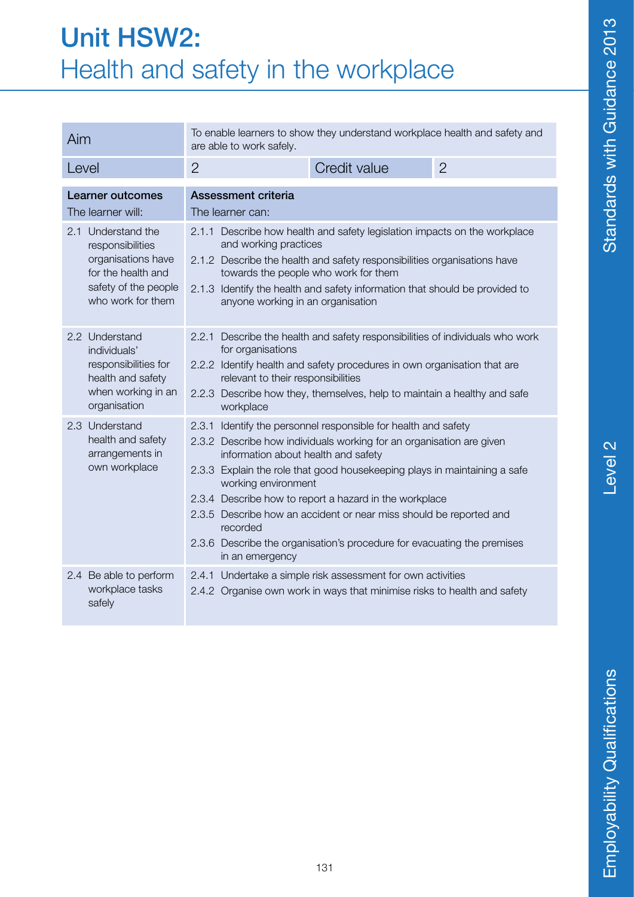# Unit HSW2: Health and safety in the workplace

| Aim | To enable learners to show they understand workplace health and safety and are able to work safely. | | |
|---|---|---|---|
| Level | 2 | Credit value | 2 |

| Learner outcomes<br>The learner will: | Assessment criteria<br>The learner can: |
|---|---|
| 2.1 Understand the responsibilities organisations have for the health and safety of the people who work for them | 2.1.1 Describe how health and safety legislation impacts on the workplace and working practices<br>2.1.2 Describe the health and safety responsibilities organisations have towards the people who work for them<br>2.1.3 Identify the health and safety information that should be provided to anyone working in an organisation |
| 2.2 Understand individuals' responsibilities for health and safety when working in an organisation | 2.2.1 Describe the health and safety responsibilities of individuals who work for organisations<br>2.2.2 Identify health and safety procedures in own organisation that are relevant to their responsibilities<br>2.2.3 Describe how they, themselves, help to maintain a healthy and safe workplace |
| 2.3 Understand health and safety arrangements in own workplace | 2.3.1 Identify the personnel responsible for health and safety<br>2.3.2 Describe how individuals working for an organisation are given information about health and safety<br>2.3.3 Explain the role that good housekeeping plays in maintaining a safe working environment<br>2.3.4 Describe how to report a hazard in the workplace<br>2.3.5 Describe how an accident or near miss should be reported and recorded<br>2.3.6 Describe the organisation's procedure for evacuating the premises in an emergency |
| 2.4 Be able to perform workplace tasks safely | 2.4.1 Undertake a simple risk assessment for own activities<br>2.4.2 Organise own work in ways that minimise risks to health and safety |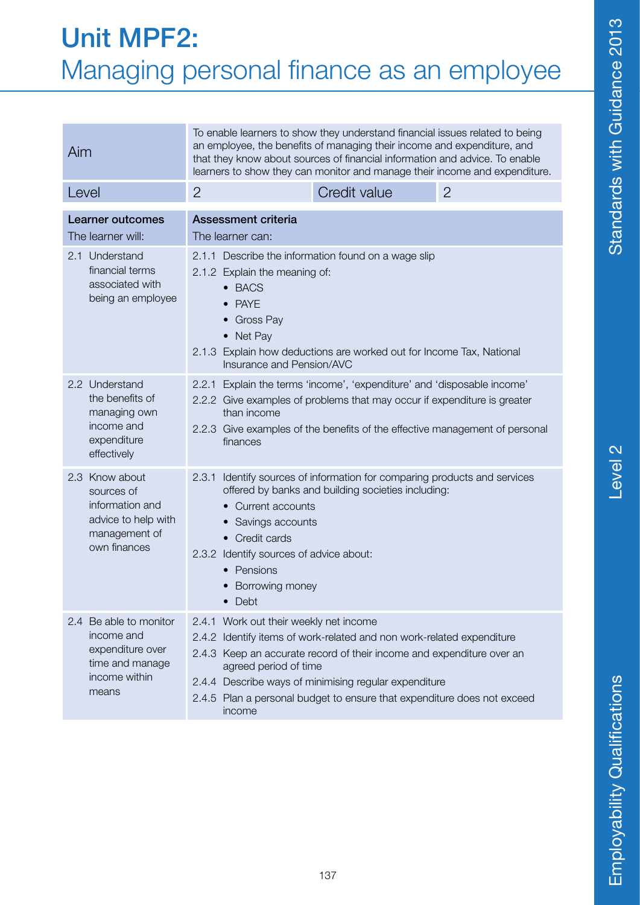# Unit MPF2:
## Managing personal finance as an employee

| Aim | To enable learners to show they understand financial issues related to being an employee, the benefits of managing their income and expenditure, and that they know about sources of financial information and advice. To enable learners to show they can monitor and manage their income and expenditure. | | |
|---|---|---|---|
| Level | 2 | Credit value | 2 |

| **Learner outcomes**<br>The learner will: | **Assessment criteria**<br>The learner can: |
|---|---|
| 2.1 Understand financial terms associated with being an employee | 2.1.1 Describe the information found on a wage slip<br>2.1.2 Explain the meaning of:<br>• BACS<br>• PAYE<br>• Gross Pay<br>• Net Pay<br>2.1.3 Explain how deductions are worked out for Income Tax, National Insurance and Pension/AVC |
| 2.2 Understand the benefits of managing own income and expenditure effectively | 2.2.1 Explain the terms 'income', 'expenditure' and 'disposable income'<br>2.2.2 Give examples of problems that may occur if expenditure is greater than income<br>2.2.3 Give examples of the benefits of the effective management of personal finances |
| 2.3 Know about sources of information and advice to help with management of own finances | 2.3.1 Identify sources of information for comparing products and services offered by banks and building societies including:<br>• Current accounts<br>• Savings accounts<br>• Credit cards<br>2.3.2 Identify sources of advice about:<br>• Pensions<br>• Borrowing money<br>• Debt |
| 2.4 Be able to monitor income and expenditure over time and manage income within means | 2.4.1 Work out their weekly net income<br>2.4.2 Identify items of work-related and non work-related expenditure<br>2.4.3 Keep an accurate record of their income and expenditure over an agreed period of time<br>2.4.4 Describe ways of minimising regular expenditure<br>2.4.5 Plan a personal budget to ensure that expenditure does not exceed income |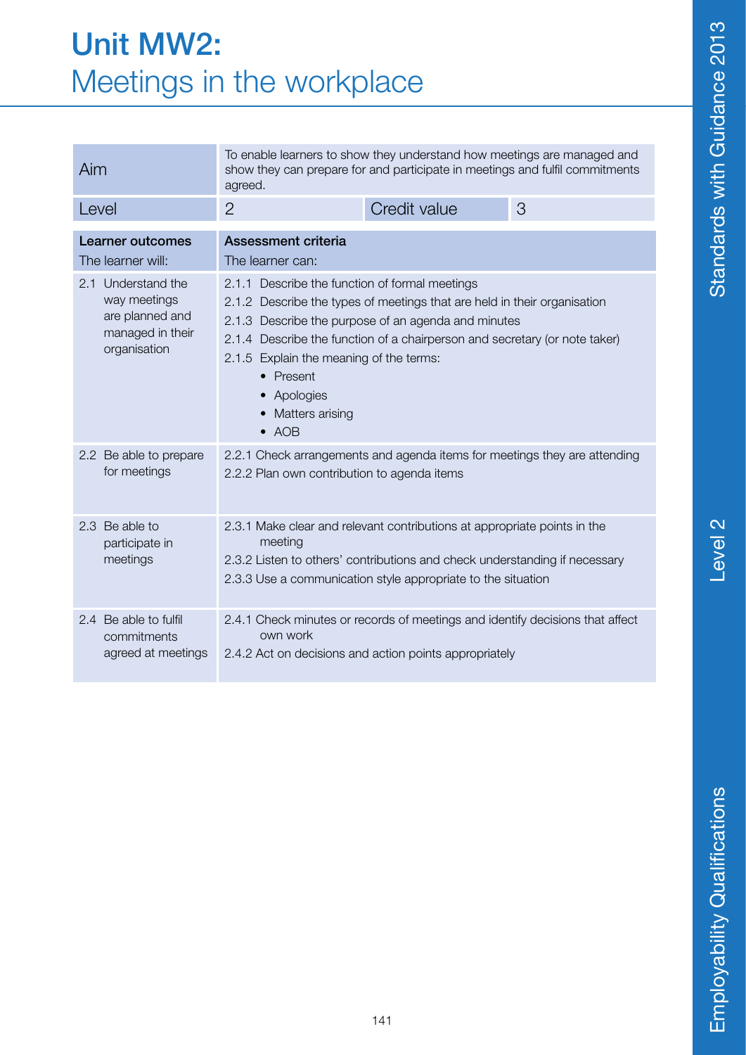# Unit MW2: Meetings in the workplace

| Aim | To enable learners to show they understand how meetings are managed and show they can prepare for and participate in meetings and fulfil commitments agreed. | | |
|---|---|---|---|
| Level | 2 | Credit value | 3 |

| **Learner outcomes** The learner will: | **Assessment criteria** The learner can: |
|---|---|
| 2.1 Understand the way meetings are planned and managed in their organisation | 2.1.1 Describe the function of formal meetings<br>2.1.2 Describe the types of meetings that are held in their organisation<br>2.1.3 Describe the purpose of an agenda and minutes<br>2.1.4 Describe the function of a chairperson and secretary (or note taker)<br>2.1.5 Explain the meaning of the terms:<br>• Present<br>• Apologies<br>• Matters arising<br>• AOB |
| 2.2 Be able to prepare for meetings | 2.2.1 Check arrangements and agenda items for meetings they are attending<br>2.2.2 Plan own contribution to agenda items |
| 2.3 Be able to participate in meetings | 2.3.1 Make clear and relevant contributions at appropriate points in the meeting<br>2.3.2 Listen to others' contributions and check understanding if necessary<br>2.3.3 Use a communication style appropriate to the situation |
| 2.4 Be able to fulfil commitments agreed at meetings | 2.4.1 Check minutes or records of meetings and identify decisions that affect own work<br>2.4.2 Act on decisions and action points appropriately |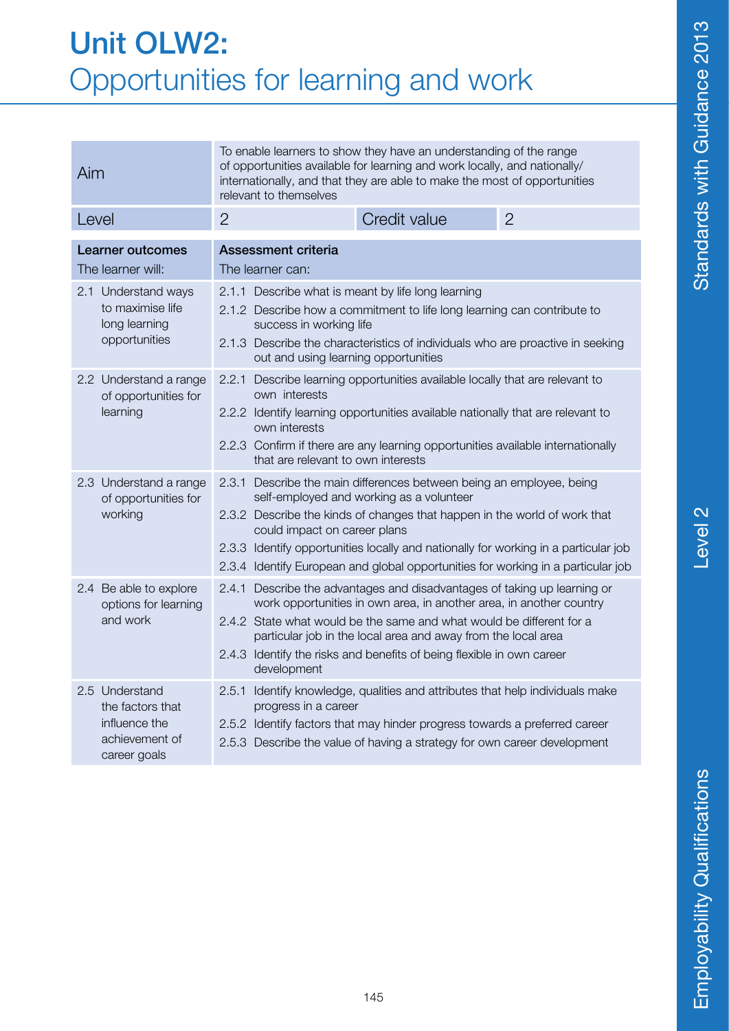# Unit OLW2:
## Opportunities for learning and work

| Aim | To enable learners to show they have an understanding of the range of opportunities available for learning and work locally, and nationally/internationally, and that they are able to make the most of opportunities relevant to themselves | | |
|---|---|---|---|
| Level | 2 | Credit value | 2 |

| **Learner outcomes** The learner will: | **Assessment criteria** The learner can: |
|---|---|
| 2.1 Understand ways to maximise life long learning opportunities | 2.1.1 Describe what is meant by life long learning<br>2.1.2 Describe how a commitment to life long learning can contribute to success in working life<br>2.1.3 Describe the characteristics of individuals who are proactive in seeking out and using learning opportunities |
| 2.2 Understand a range of opportunities for learning | 2.2.1 Describe learning opportunities available locally that are relevant to own interests<br>2.2.2 Identify learning opportunities available nationally that are relevant to own interests<br>2.2.3 Confirm if there are any learning opportunities available internationally that are relevant to own interests |
| 2.3 Understand a range of opportunities for working | 2.3.1 Describe the main differences between being an employee, being self-employed and working as a volunteer<br>2.3.2 Describe the kinds of changes that happen in the world of work that could impact on career plans<br>2.3.3 Identify opportunities locally and nationally for working in a particular job<br>2.3.4 Identify European and global opportunities for working in a particular job |
| 2.4 Be able to explore options for learning and work | 2.4.1 Describe the advantages and disadvantages of taking up learning or work opportunities in own area, in another area, in another country<br>2.4.2 State what would be the same and what would be different for a particular job in the local area and away from the local area<br>2.4.3 Identify the risks and benefits of being flexible in own career development |
| 2.5 Understand the factors that influence the achievement of career goals | 2.5.1 Identify knowledge, qualities and attributes that help individuals make progress in a career<br>2.5.2 Identify factors that may hinder progress towards a preferred career<br>2.5.3 Describe the value of having a strategy for own career development |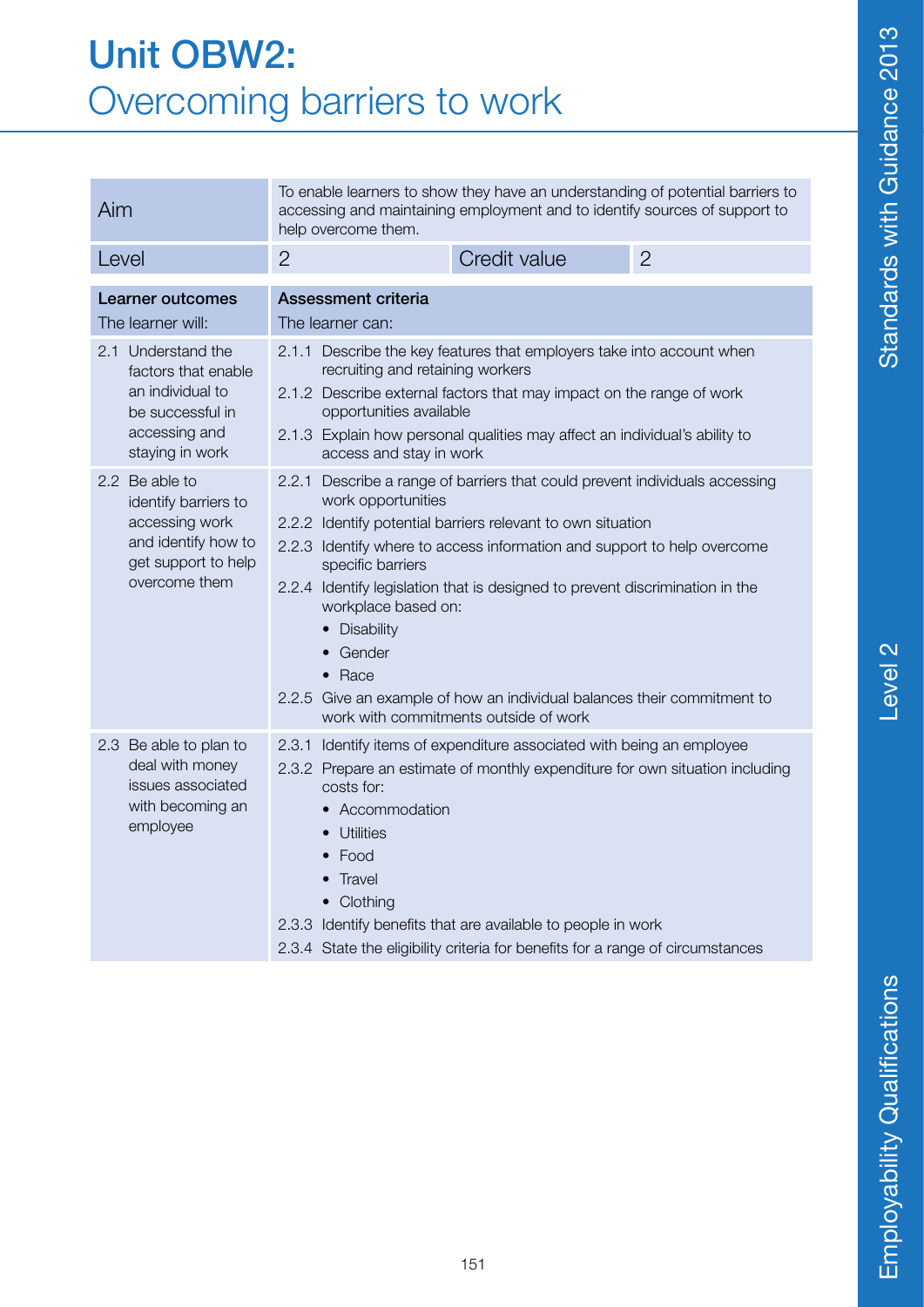# Unit OBW2: Overcoming barriers to work

| Aim | To enable learners to show they have an understanding of potential barriers to accessing and maintaining employment and to identify sources of support to help overcome them. | | |
|---|---|---|---|
| Level | 2 | Credit value | 2 |

| **Learner outcomes** The learner will: | **Assessment criteria** The learner can: |
|---|---|
| 2.1 Understand the factors that enable an individual to be successful in accessing and staying in work | 2.1.1 Describe the key features that employers take into account when recruiting and retaining workers<br>2.1.2 Describe external factors that may impact on the range of work opportunities available<br>2.1.3 Explain how personal qualities may affect an individual's ability to access and stay in work |
| 2.2 Be able to identify barriers to accessing work and identify how to get support to help overcome them | 2.2.1 Describe a range of barriers that could prevent individuals accessing work opportunities<br>2.2.2 Identify potential barriers relevant to own situation<br>2.2.3 Identify where to access information and support to help overcome specific barriers<br>2.2.4 Identify legislation that is designed to prevent discrimination in the workplace based on:<br>• Disability<br>• Gender<br>• Race<br>2.2.5 Give an example of how an individual balances their commitment to work with commitments outside of work |
| 2.3 Be able to plan to deal with money issues associated with becoming an employee | 2.3.1 Identify items of expenditure associated with being an employee<br>2.3.2 Prepare an estimate of monthly expenditure for own situation including costs for:<br>• Accommodation<br>• Utilities<br>• Food<br>• Travel<br>• Clothing<br>2.3.3 Identify benefits that are available to people in work<br>2.3.4 State the eligibility criteria for benefits for a range of circumstances |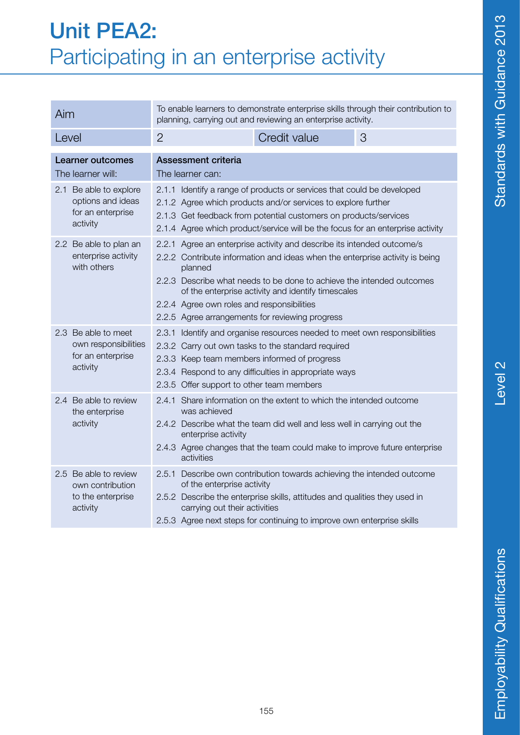# Unit PEA2: Participating in an enterprise activity

| Aim | To enable learners to demonstrate enterprise skills through their contribution to planning, carrying out and reviewing an enterprise activity. | | |
|---|---|---|---|
| Level | 2 | Credit value | 3 |

| **Learner outcomes**<br>The learner will: | **Assessment criteria**<br>The learner can: |
|---|---|
| 2.1 Be able to explore options and ideas for an enterprise activity | 2.1.1 Identify a range of products or services that could be developed<br>2.1.2 Agree which products and/or services to explore further<br>2.1.3 Get feedback from potential customers on products/services<br>2.1.4 Agree which product/service will be the focus for an enterprise activity |
| 2.2 Be able to plan an enterprise activity with others | 2.2.1 Agree an enterprise activity and describe its intended outcome/s<br>2.2.2 Contribute information and ideas when the enterprise activity is being planned<br>2.2.3 Describe what needs to be done to achieve the intended outcomes of the enterprise activity and identify timescales<br>2.2.4 Agree own roles and responsibilities<br>2.2.5 Agree arrangements for reviewing progress |
| 2.3 Be able to meet own responsibilities for an enterprise activity | 2.3.1 Identify and organise resources needed to meet own responsibilities<br>2.3.2 Carry out own tasks to the standard required<br>2.3.3 Keep team members informed of progress<br>2.3.4 Respond to any difficulties in appropriate ways<br>2.3.5 Offer support to other team members |
| 2.4 Be able to review the enterprise activity | 2.4.1 Share information on the extent to which the intended outcome was achieved<br>2.4.2 Describe what the team did well and less well in carrying out the enterprise activity<br>2.4.3 Agree changes that the team could make to improve future enterprise activities |
| 2.5 Be able to review own contribution to the enterprise activity | 2.5.1 Describe own contribution towards achieving the intended outcome of the enterprise activity<br>2.5.2 Describe the enterprise skills, attitudes and qualities they used in carrying out their activities<br>2.5.3 Agree next steps for continuing to improve own enterprise skills |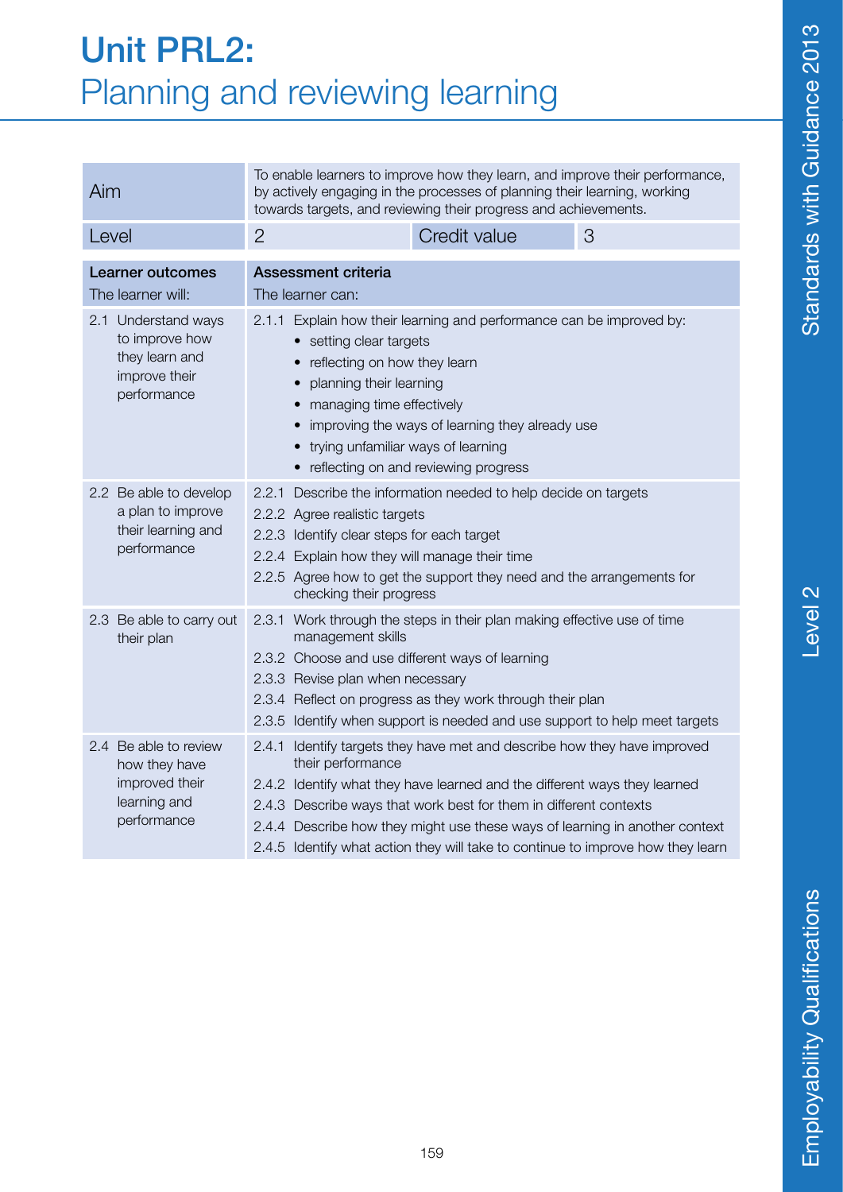# Unit PRL2:
## Planning and reviewing learning

| Aim | To enable learners to improve how they learn, and improve their performance, by actively engaging in the processes of planning their learning, working towards targets, and reviewing their progress and achievements. | | |
|---|---|---|---|
| Level | 2 | Credit value | 3 |

| **Learner outcomes**<br>The learner will: | **Assessment criteria**<br>The learner can: |
|---|---|
| 2.1 Understand ways to improve how they learn and improve their performance | 2.1.1 Explain how their learning and performance can be improved by:<br>• setting clear targets<br>• reflecting on how they learn<br>• planning their learning<br>• managing time effectively<br>• improving the ways of learning they already use<br>• trying unfamiliar ways of learning<br>• reflecting on and reviewing progress |
| 2.2 Be able to develop a plan to improve their learning and performance | 2.2.1 Describe the information needed to help decide on targets<br>2.2.2 Agree realistic targets<br>2.2.3 Identify clear steps for each target<br>2.2.4 Explain how they will manage their time<br>2.2.5 Agree how to get the support they need and the arrangements for checking their progress |
| 2.3 Be able to carry out their plan | 2.3.1 Work through the steps in their plan making effective use of time management skills<br>2.3.2 Choose and use different ways of learning<br>2.3.3 Revise plan when necessary<br>2.3.4 Reflect on progress as they work through their plan<br>2.3.5 Identify when support is needed and use support to help meet targets |
| 2.4 Be able to review how they have improved their learning and performance | 2.4.1 Identify targets they have met and describe how they have improved their performance<br>2.4.2 Identify what they have learned and the different ways they learned<br>2.4.3 Describe ways that work best for them in different contexts<br>2.4.4 Describe how they might use these ways of learning in another context<br>2.4.5 Identify what action they will take to continue to improve how they learn |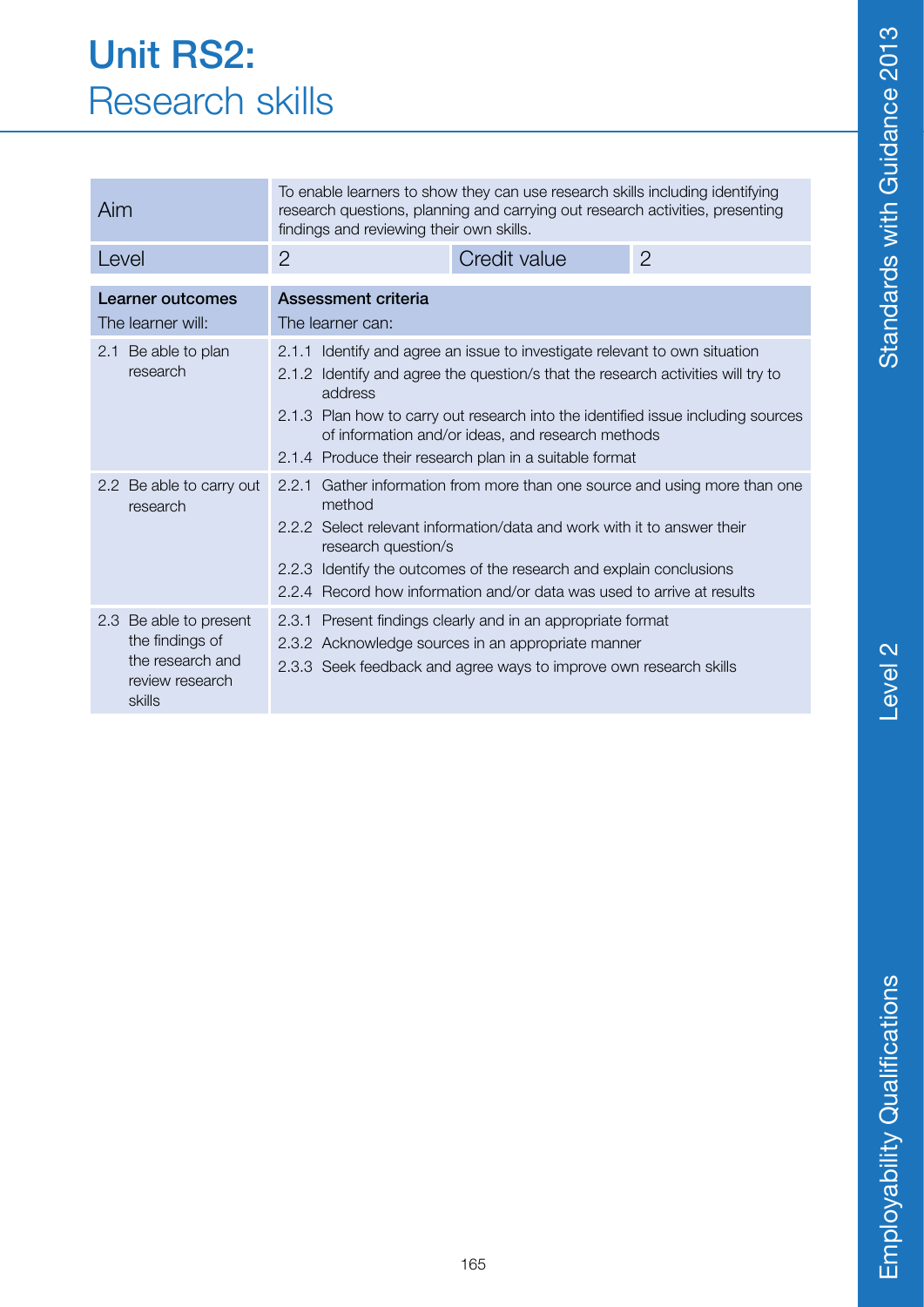# Unit RS2:
## Research skills

| | | | |
|---|---|---|---|
| Aim | To enable learners to show they can use research skills including identifying research questions, planning and carrying out research activities, presenting findings and reviewing their own skills. | | |
| Level | 2 | Credit value | 2 |

| **Learner outcomes**<br>The learner will: | **Assessment criteria**<br>The learner can: |
|---|---|
| 2.1 Be able to plan research | 2.1.1 Identify and agree an issue to investigate relevant to own situation<br>2.1.2 Identify and agree the question/s that the research activities will try to address<br>2.1.3 Plan how to carry out research into the identified issue including sources of information and/or ideas, and research methods<br>2.1.4 Produce their research plan in a suitable format |
| 2.2 Be able to carry out research | 2.2.1 Gather information from more than one source and using more than one method<br>2.2.2 Select relevant information/data and work with it to answer their research question/s<br>2.2.3 Identify the outcomes of the research and explain conclusions<br>2.2.4 Record how information and/or data was used to arrive at results |
| 2.3 Be able to present the findings of the research and review research skills | 2.3.1 Present findings clearly and in an appropriate format<br>2.3.2 Acknowledge sources in an appropriate manner<br>2.3.3 Seek feedback and agree ways to improve own research skills |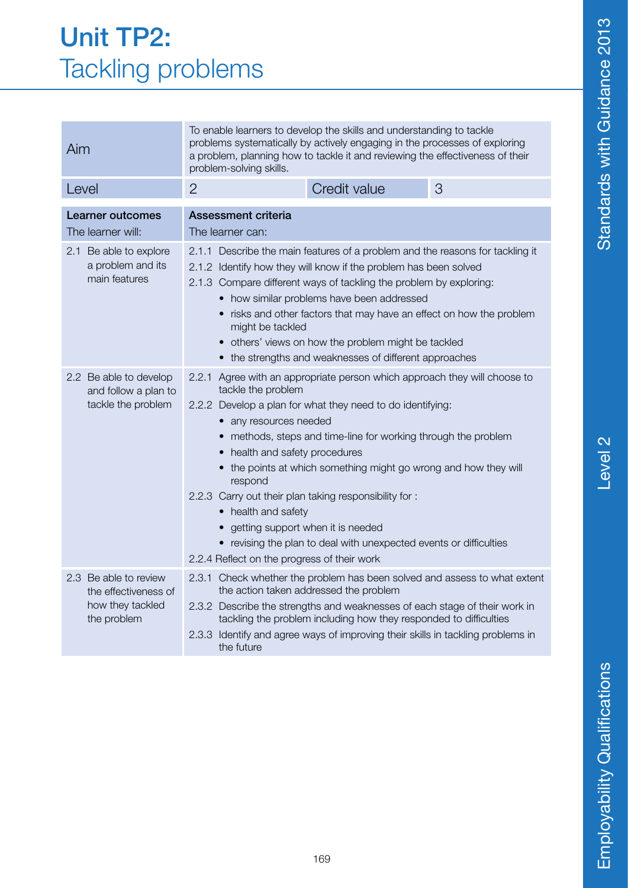# Unit TP2: Tackling problems

| Aim | To enable learners to develop the skills and understanding to tackle problems systematically by actively engaging in the processes of exploring a problem, planning how to tackle it and reviewing the effectiveness of their problem-solving skills. | | |
|---|---|---|---|
| Level | 2 | Credit value | 3 |

| **Learner outcomes**<br>The learner will: | **Assessment criteria**<br>The learner can: |
|---|---|
| 2.1 Be able to explore a problem and its main features | 2.1.1 Describe the main features of a problem and the reasons for tackling it<br>2.1.2 Identify how they will know if the problem has been solved<br>2.1.3 Compare different ways of tackling the problem by exploring:<br>• how similar problems have been addressed<br>• risks and other factors that may have an effect on how the problem might be tackled<br>• others' views on how the problem might be tackled<br>• the strengths and weaknesses of different approaches |
| 2.2 Be able to develop and follow a plan to tackle the problem | 2.2.1 Agree with an appropriate person which approach they will choose to tackle the problem<br>2.2.2 Develop a plan for what they need to do identifying:<br>• any resources needed<br>• methods, steps and time-line for working through the problem<br>• health and safety procedures<br>• the points at which something might go wrong and how they will respond<br>2.2.3 Carry out their plan taking responsibility for :<br>• health and safety<br>• getting support when it is needed<br>• revising the plan to deal with unexpected events or difficulties<br>2.2.4 Reflect on the progress of their work |
| 2.3 Be able to review the effectiveness of how they tackled the problem | 2.3.1 Check whether the problem has been solved and assess to what extent the action taken addressed the problem<br>2.3.2 Describe the strengths and weaknesses of each stage of their work in tackling the problem including how they responded to difficulties<br>2.3.3 Identify and agree ways of improving their skills in tackling problems in the future |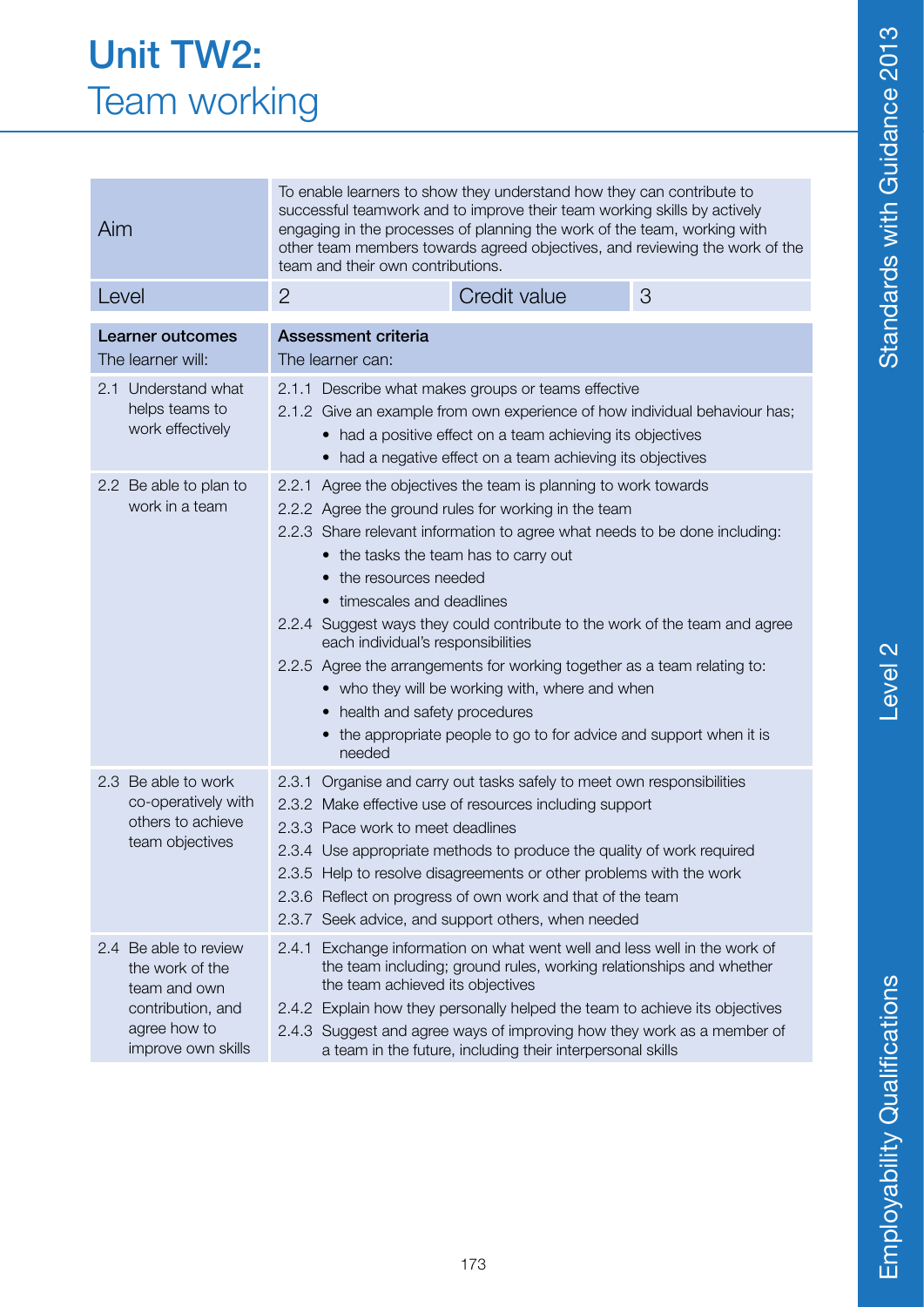# Unit TW2: Team working

| Aim | To enable learners to show they understand how they can contribute to successful teamwork and to improve their team working skills by actively engaging in the processes of planning the work of the team, working with other team members towards agreed objectives, and reviewing the work of the team and their own contributions. | | |
|---|---|---|---|
| Level | 2 | Credit value | 3 |

| **Learner outcomes**<br>The learner will: | **Assessment criteria**<br>The learner can: |
|---|---|
| 2.1 Understand what helps teams to work effectively | 2.1.1 Describe what makes groups or teams effective<br>2.1.2 Give an example from own experience of how individual behaviour has;<br>• had a positive effect on a team achieving its objectives<br>• had a negative effect on a team achieving its objectives |
| 2.2 Be able to plan to work in a team | 2.2.1 Agree the objectives the team is planning to work towards<br>2.2.2 Agree the ground rules for working in the team<br>2.2.3 Share relevant information to agree what needs to be done including:<br>• the tasks the team has to carry out<br>• the resources needed<br>• timescales and deadlines<br>2.2.4 Suggest ways they could contribute to the work of the team and agree each individual's responsibilities<br>2.2.5 Agree the arrangements for working together as a team relating to:<br>• who they will be working with, where and when<br>• health and safety procedures<br>• the appropriate people to go to for advice and support when it is needed |
| 2.3 Be able to work co-operatively with others to achieve team objectives | 2.3.1 Organise and carry out tasks safely to meet own responsibilities<br>2.3.2 Make effective use of resources including support<br>2.3.3 Pace work to meet deadlines<br>2.3.4 Use appropriate methods to produce the quality of work required<br>2.3.5 Help to resolve disagreements or other problems with the work<br>2.3.6 Reflect on progress of own work and that of the team<br>2.3.7 Seek advice, and support others, when needed |
| 2.4 Be able to review the work of the team and own contribution, and agree how to improve own skills | 2.4.1 Exchange information on what went well and less well in the work of the team including; ground rules, working relationships and whether the team achieved its objectives<br>2.4.2 Explain how they personally helped the team to achieve its objectives<br>2.4.3 Suggest and agree ways of improving how they work as a member of a team in the future, including their interpersonal skills |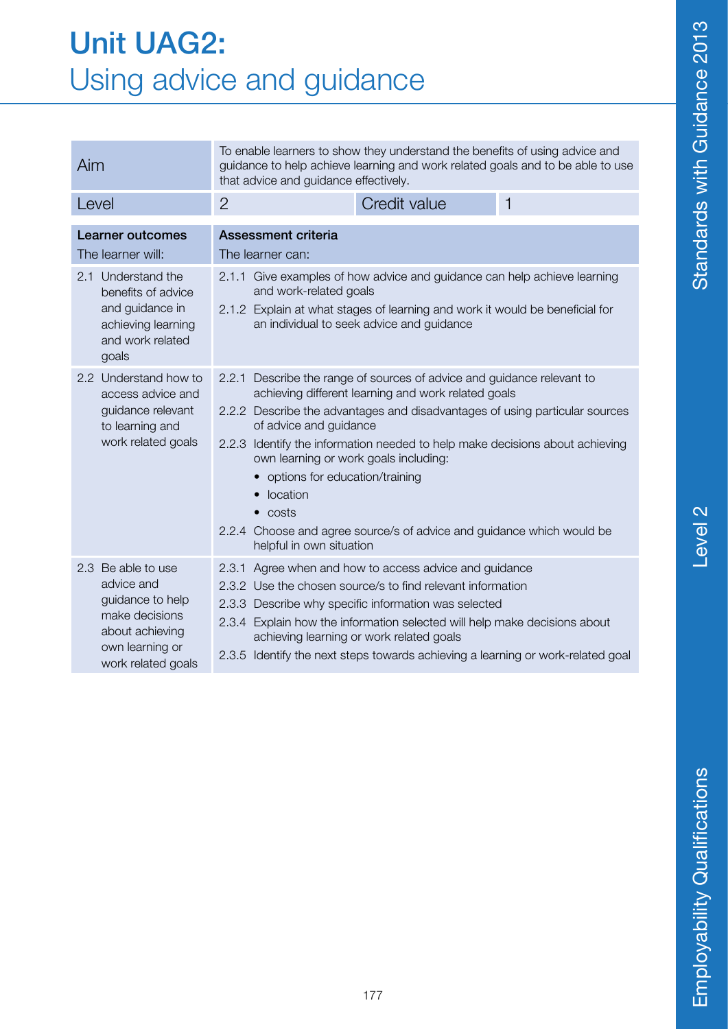# Unit UAG2: Using advice and guidance

| Aim | To enable learners to show they understand the benefits of using advice and guidance to help achieve learning and work related goals and to be able to use that advice and guidance effectively. | | |
|---|---|---|---|
| Level | 2 | Credit value | 1 |

| **Learner outcomes** The learner will: | **Assessment criteria** The learner can: |
|---|---|
| 2.1 Understand the benefits of advice and guidance in achieving learning and work related goals | 2.1.1 Give examples of how advice and guidance can help achieve learning and work-related goals<br>2.1.2 Explain at what stages of learning and work it would be beneficial for an individual to seek advice and guidance |
| 2.2 Understand how to access advice and guidance relevant to learning and work related goals | 2.2.1 Describe the range of sources of advice and guidance relevant to achieving different learning and work related goals<br>2.2.2 Describe the advantages and disadvantages of using particular sources of advice and guidance<br>2.2.3 Identify the information needed to help make decisions about achieving own learning or work goals including:<br>• options for education/training<br>• location<br>• costs<br>2.2.4 Choose and agree source/s of advice and guidance which would be helpful in own situation |
| 2.3 Be able to use advice and guidance to help make decisions about achieving own learning or work related goals | 2.3.1 Agree when and how to access advice and guidance<br>2.3.2 Use the chosen source/s to find relevant information<br>2.3.3 Describe why specific information was selected<br>2.3.4 Explain how the information selected will help make decisions about achieving learning or work related goals<br>2.3.5 Identify the next steps towards achieving a learning or work-related goal |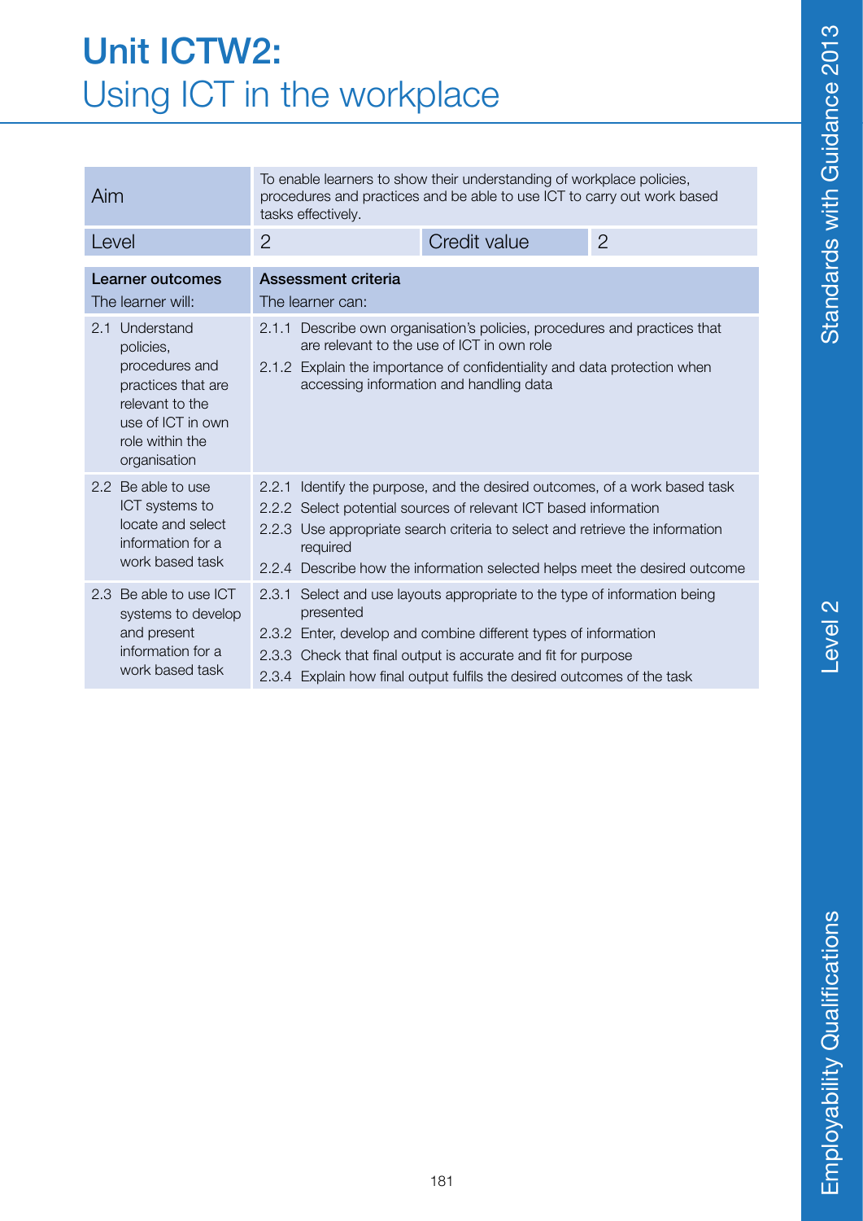# Unit ICTW2: Using ICT in the workplace

| | | | |
|---|---|---|---|
| Aim | To enable learners to show their understanding of workplace policies, procedures and practices and be able to use ICT to carry out work based tasks effectively. | | |
| Level | 2 | Credit value | 2 |

| **Learner outcomes** The learner will: | **Assessment criteria** The learner can: |
|---|---|
| 2.1 Understand policies, procedures and practices that are relevant to the use of ICT in own role within the organisation | 2.1.1 Describe own organisation's policies, procedures and practices that are relevant to the use of ICT in own role<br>2.1.2 Explain the importance of confidentiality and data protection when accessing information and handling data |
| 2.2 Be able to use ICT systems to locate and select information for a work based task | 2.2.1 Identify the purpose, and the desired outcomes, of a work based task<br>2.2.2 Select potential sources of relevant ICT based information<br>2.2.3 Use appropriate search criteria to select and retrieve the information required<br>2.2.4 Describe how the information selected helps meet the desired outcome |
| 2.3 Be able to use ICT systems to develop and present information for a work based task | 2.3.1 Select and use layouts appropriate to the type of information being presented<br>2.3.2 Enter, develop and combine different types of information<br>2.3.3 Check that final output is accurate and fit for purpose<br>2.3.4 Explain how final output fulfils the desired outcomes of the task |